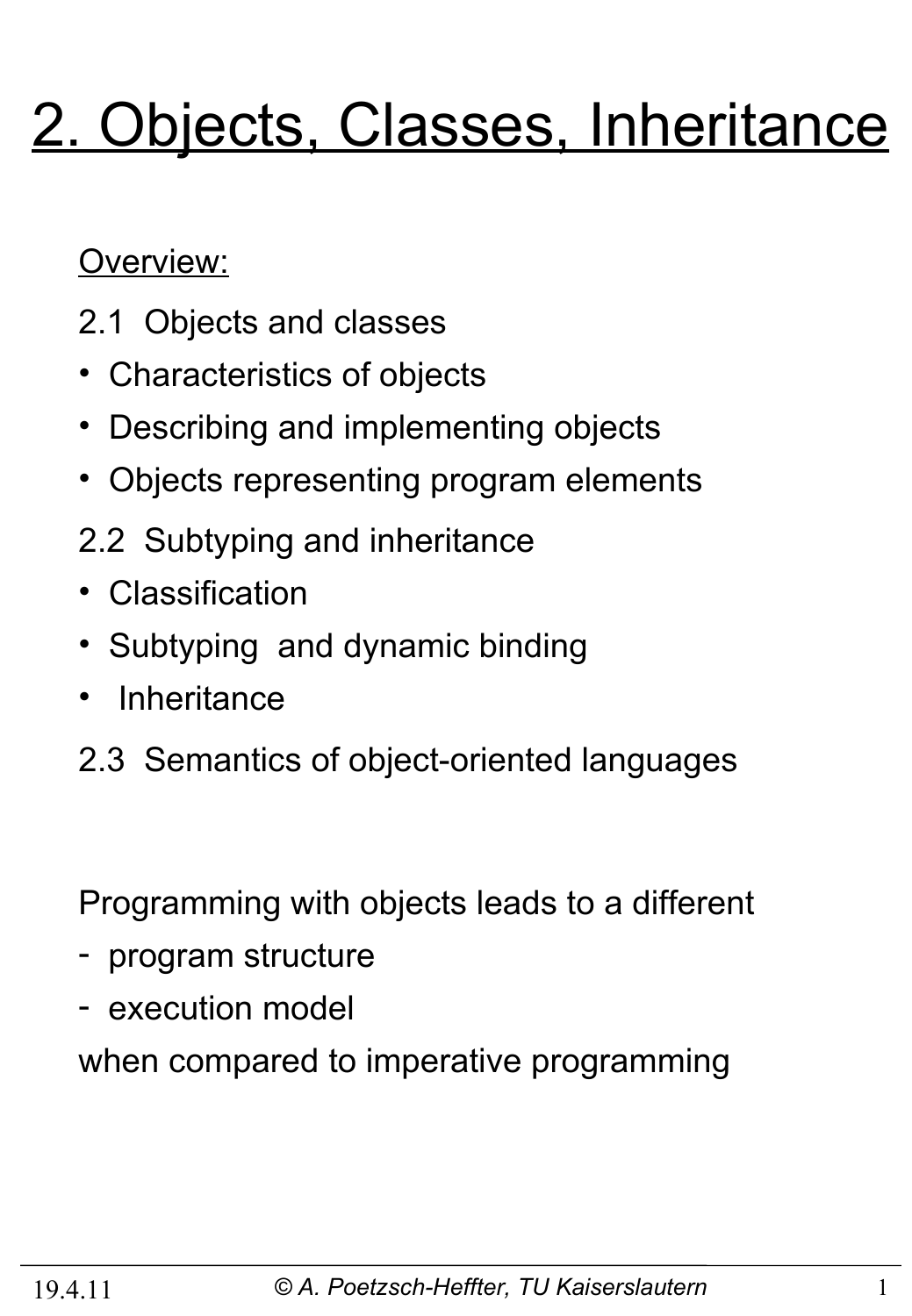# 2. Objects, Classes, Inheritance

Overview:

2.1 Objects and classes

- Characteristics of objects
- Describing and implementing objects
- Objects representing program elements

2.2 Subtyping and inheritance

- Classification
- Subtyping and dynamic binding
- Inheritance

2.3 Semantics of object-oriented languages

Programming with objects leads to a different

- program structure
- execution model

when compared to imperative programming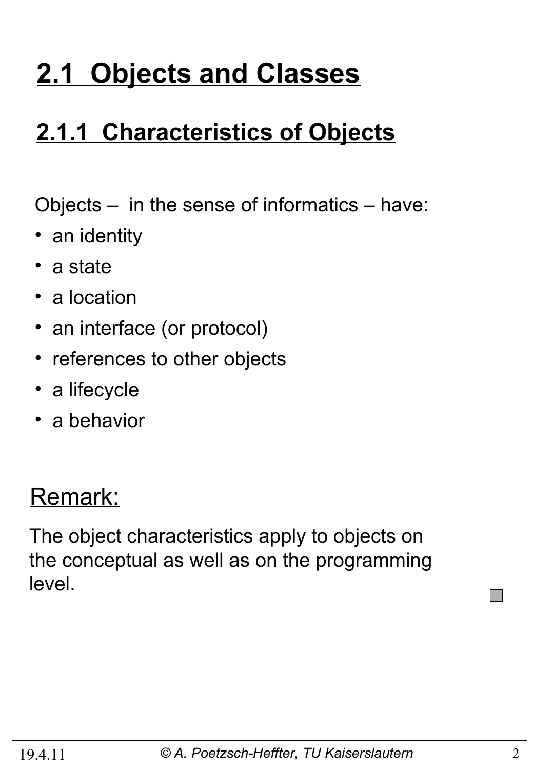# 2.1 Objects and Classes

## 2.1.1 Characteristics of Objects

Objects – in the sense of informatics – have:

- an identity
- a state
- a location
- an interface (or protocol)
- references to other objects
- a lifecycle
- a behavior

Remark:

The object characteristics apply to objects on the conceptual as well as on the programming level.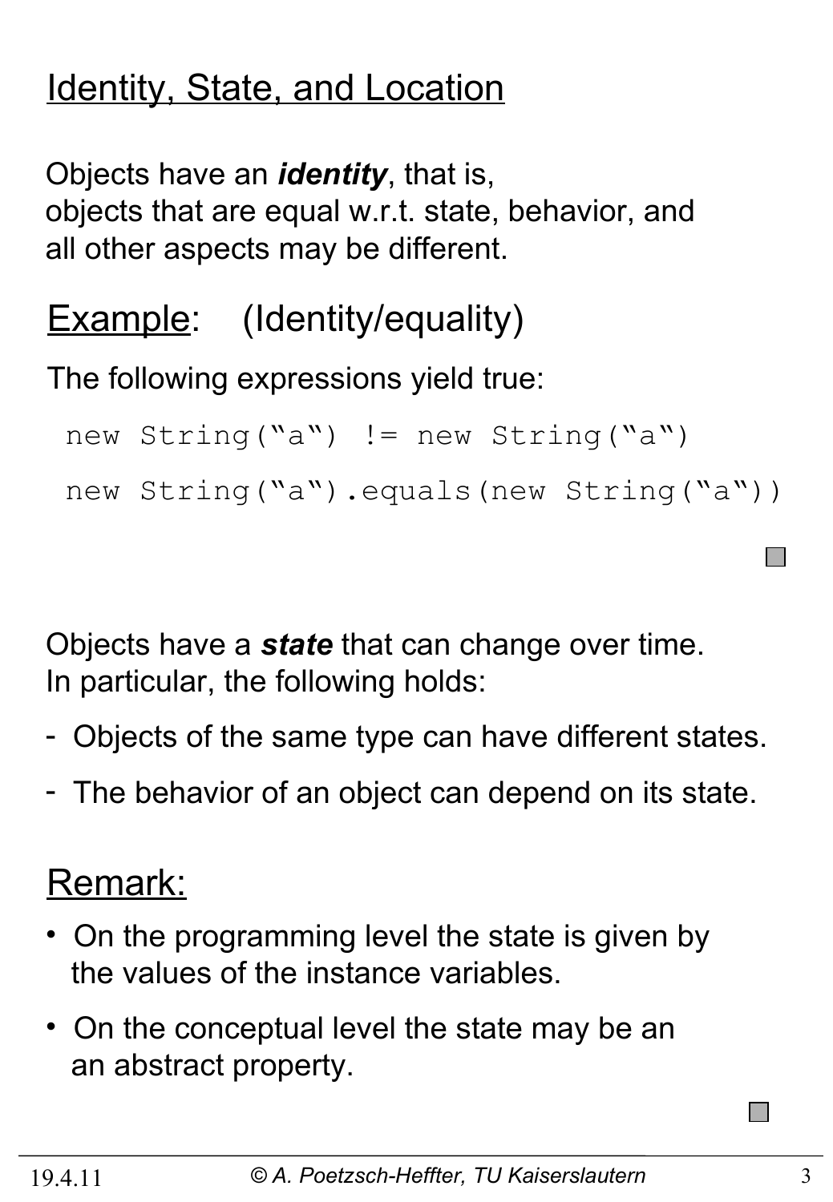## Identity, State, and Location

Objects have an ***identity***, that is,
objects that are equal w.r.t. state, behavior, and all other aspects may be different.

Example: (Identity/equality)

The following expressions yield true:

```
new String("a") != new String("a")

new String("a").equals(new String("a"))
```

Objects have a ***state*** that can change over time.
In particular, the following holds:

- Objects of the same type can have different states.
- The behavior of an object can depend on its state.

Remark:

- On the programming level the state is given by the values of the instance variables.
- On the conceptual level the state may be an an abstract property.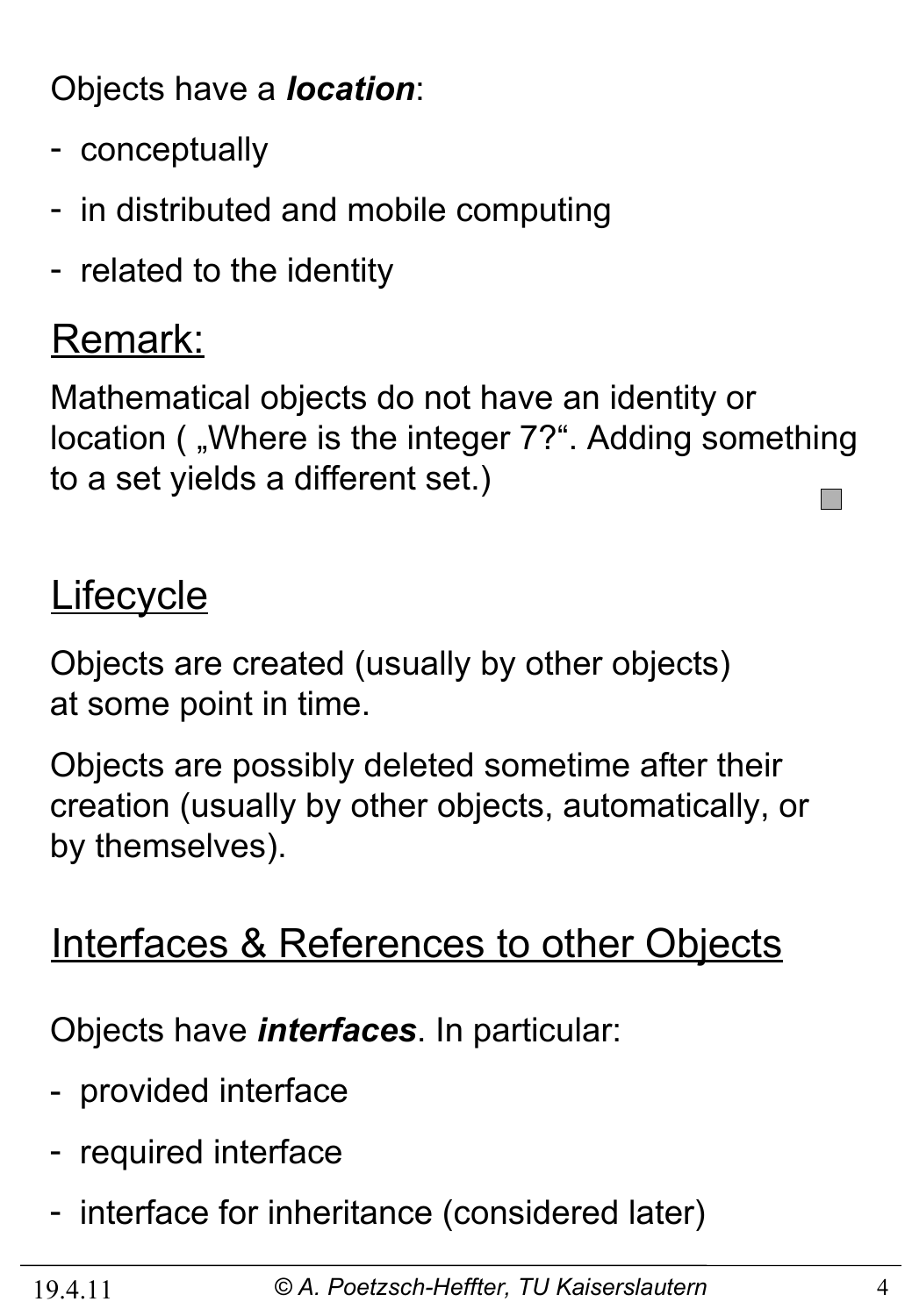Objects have a ***location***:

- conceptually
- in distributed and mobile computing
- related to the identity

## Remark:

Mathematical objects do not have an identity or location ( „Where is the integer 7?“. Adding something to a set yields a different set.)

## Lifecycle

Objects are created (usually by other objects) at some point in time.

Objects are possibly deleted sometime after their creation (usually by other objects, automatically, or by themselves).

## Interfaces & References to other Objects

Objects have ***interfaces***. In particular:

- provided interface
- required interface
- interface for inheritance (considered later)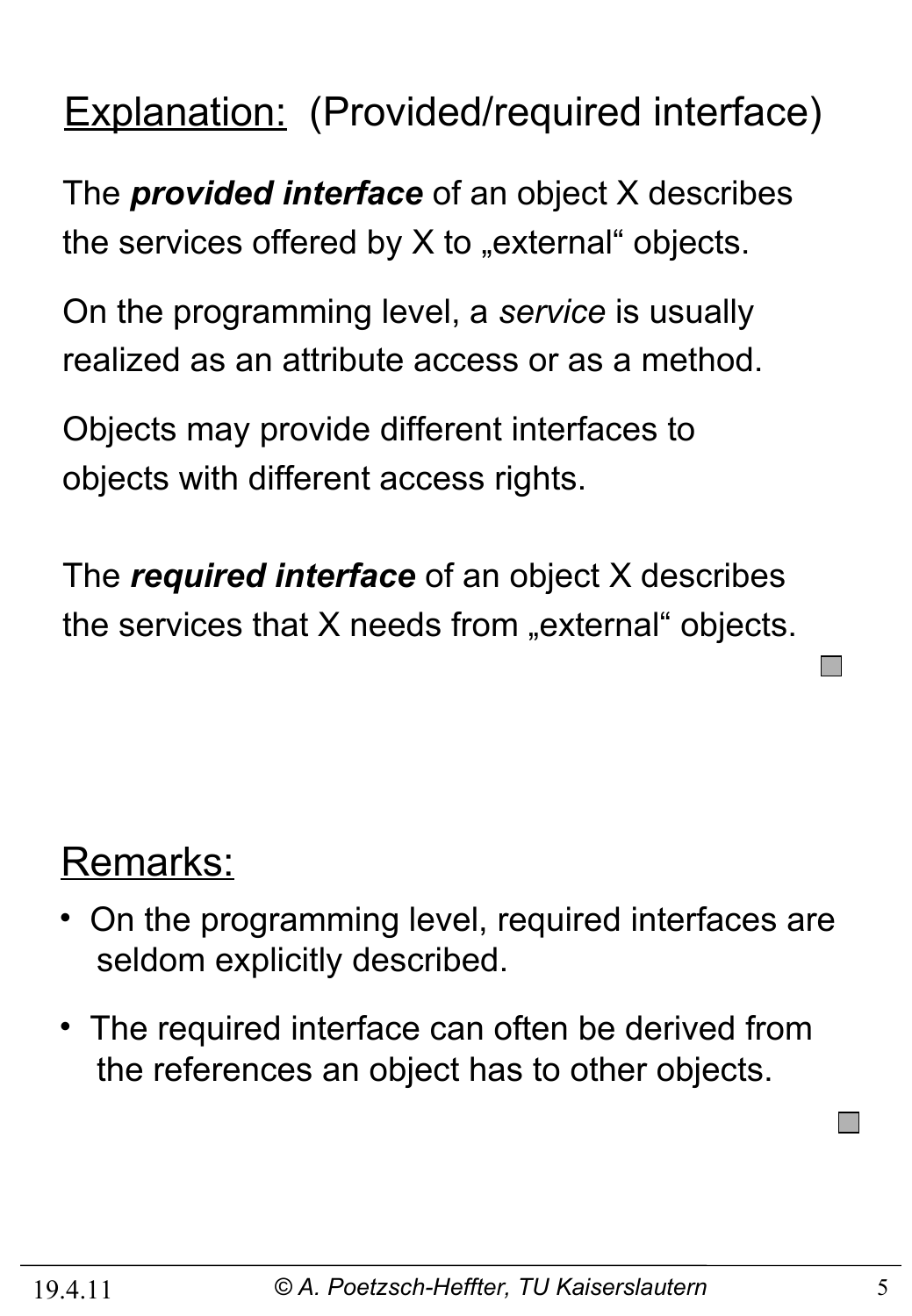## Explanation: (Provided/required interface)

The ***provided interface*** of an object X describes the services offered by X to „external" objects.

On the programming level, a *service* is usually realized as an attribute access or as a method.

Objects may provide different interfaces to objects with different access rights.

The ***required interface*** of an object X describes the services that X needs from „external" objects.

## Remarks:

- On the programming level, required interfaces are seldom explicitly described.
- The required interface can often be derived from the references an object has to other objects.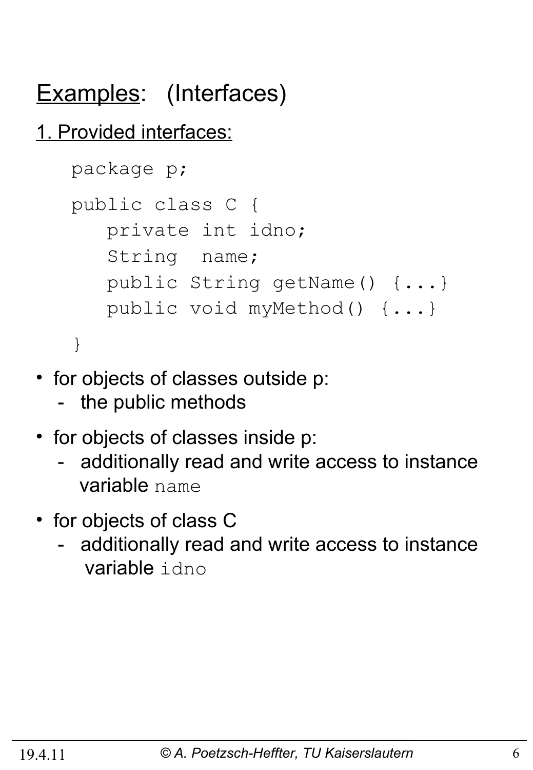# Examples: (Interfaces)

## 1. Provided interfaces:

```
package p;

public class C {
   private int idno;
   String  name;
   public String getName() {...}
   public void myMethod() {...}
}
```

- for objects of classes outside p:
  - the public methods
- for objects of classes inside p:
  - additionally read and write access to instance variable `name`
- for objects of class C
  - additionally read and write access to instance variable `idno`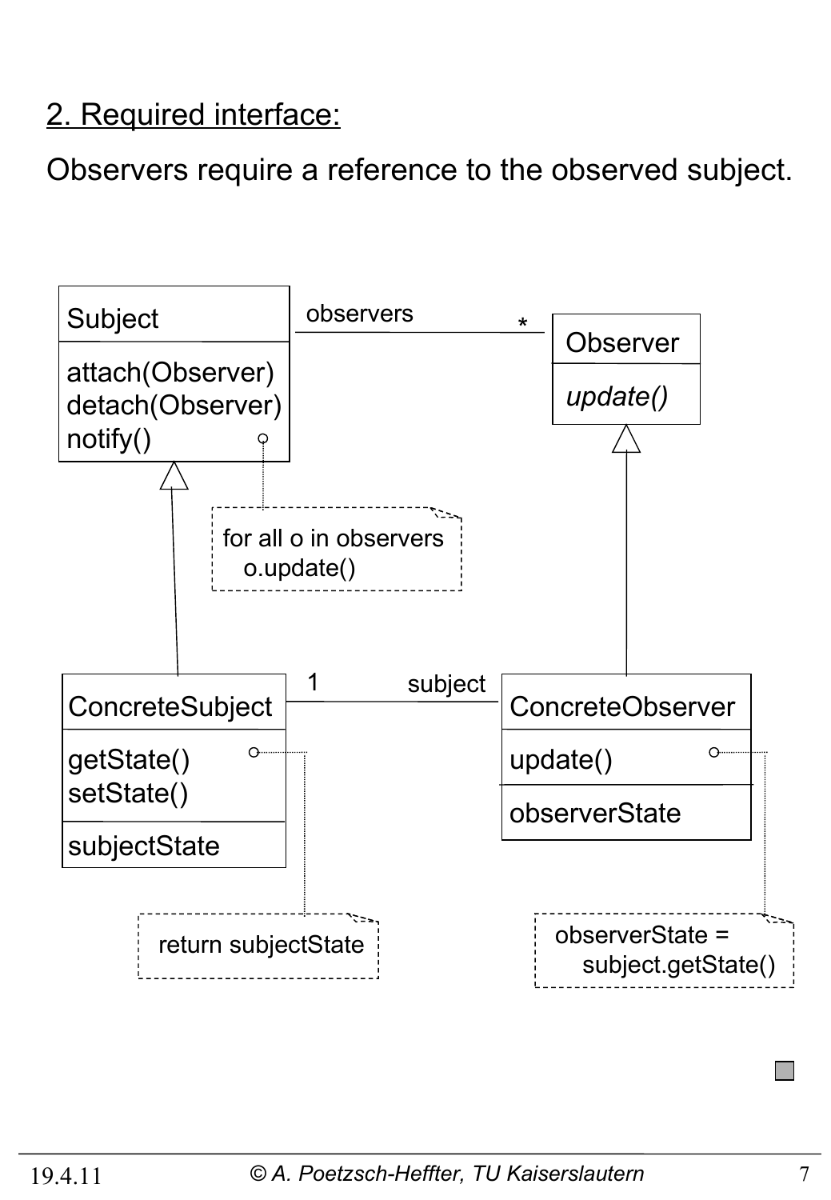## 2. Required interface:

Observers require a reference to the observed subject.

**Subject**
- attach(Observer)
- detach(Observer)
- notify()

*Note on notify():*

```
for all o in observers
  o.update()
```

Subject — observers (*) — **Observer**
- *update()*

**ConcreteSubject** (inherits from Subject)
- getState()
- setState()
- subjectState

*Note on getState():*

```
return subjectState
```

ConcreteSubject (1) — subject — **ConcreteObserver** (inherits from Observer)
- update()
- observerState

*Note on update():*

```
observerState =
  subject.getState()
```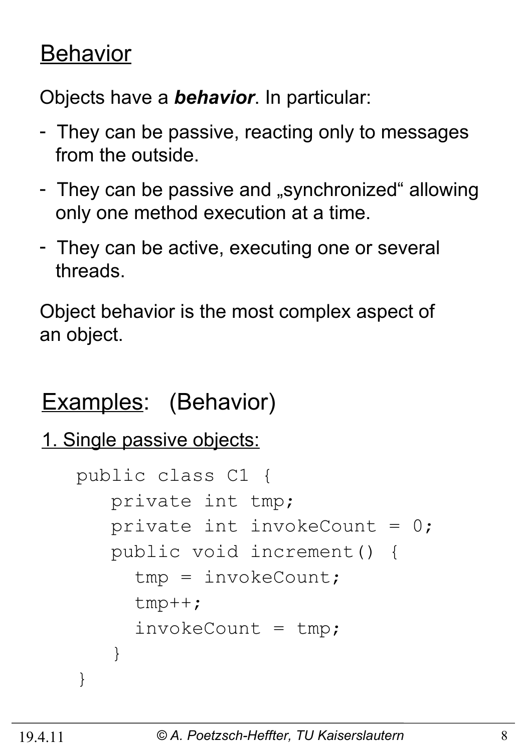# Behavior

Objects have a ***behavior***. In particular:

- They can be passive, reacting only to messages from the outside.
- They can be passive and „synchronized“ allowing only one method execution at a time.
- They can be active, executing one or several threads.

Object behavior is the most complex aspect of an object.

## Examples: (Behavior)

### 1. Single passive objects:

```
public class C1 {
   private int tmp;
   private int invokeCount = 0;
   public void increment() {
     tmp = invokeCount;
     tmp++;
     invokeCount = tmp;
   }
}
```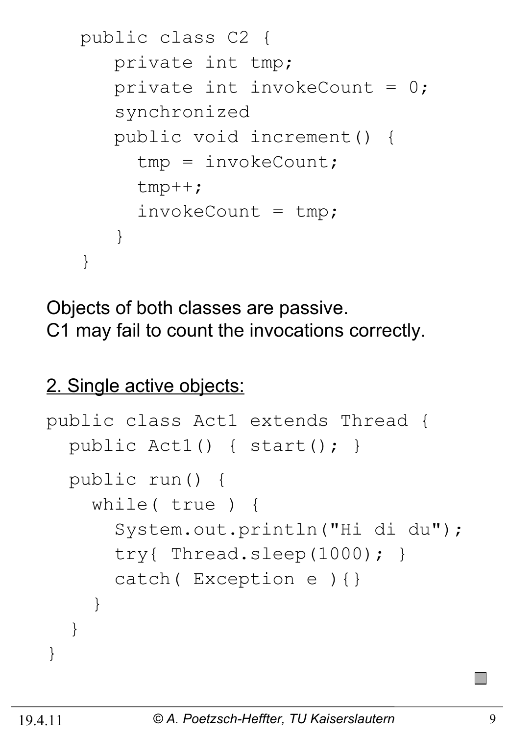```java
public class C2 {
   private int tmp;
   private int invokeCount = 0;
   synchronized
   public void increment() {
     tmp = invokeCount;
     tmp++;
     invokeCount = tmp;
   }
}
```

Objects of both classes are passive.
C1 may fail to count the invocations correctly.

2. Single active objects:

```java
public class Act1 extends Thread {
  public Act1() { start(); }

  public run() {
    while( true ) {
      System.out.println("Hi di du");
      try{ Thread.sleep(1000); }
      catch( Exception e ){}
    }
  }
}
```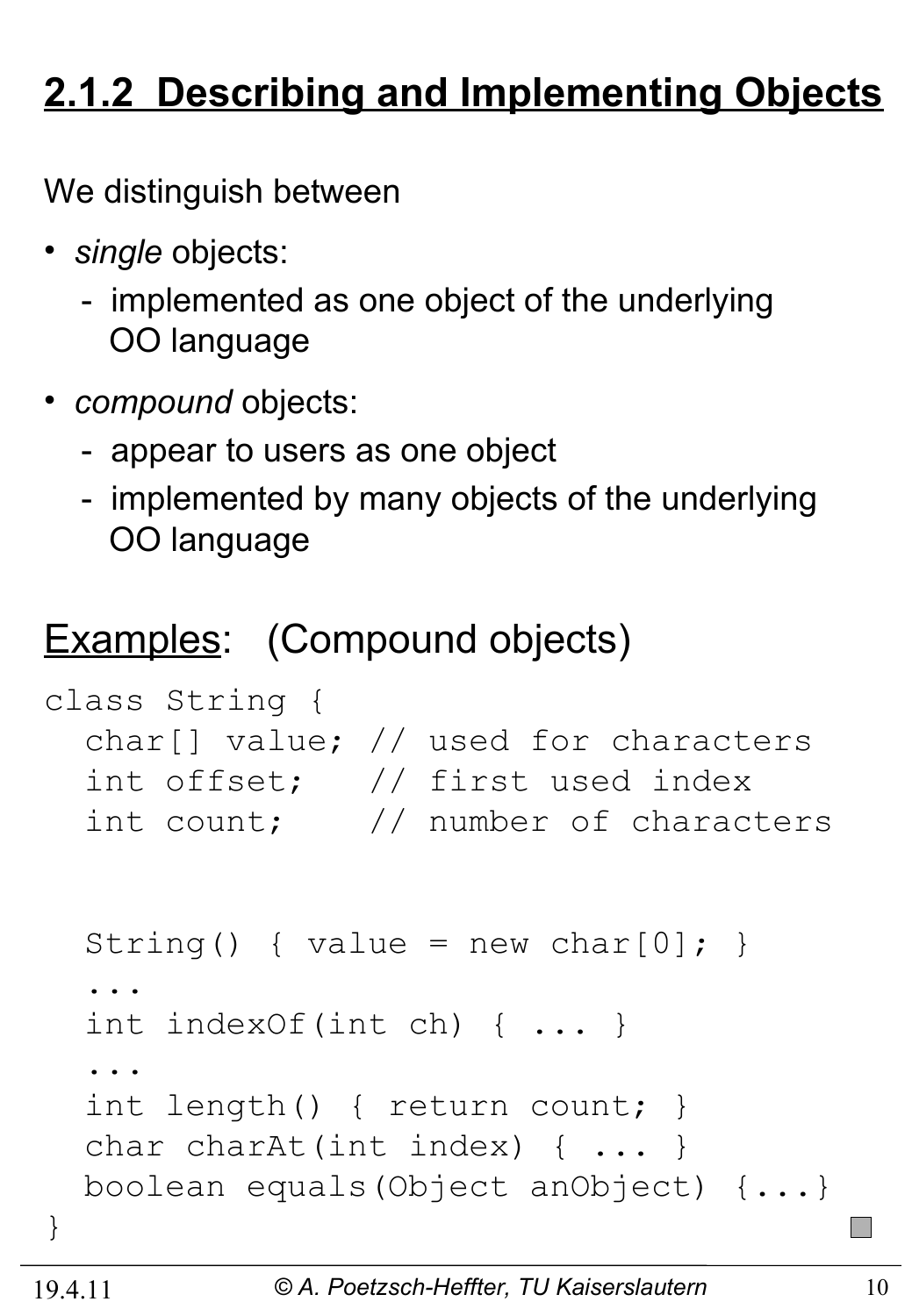## 2.1.2 Describing and Implementing Objects

We distinguish between

- *single* objects:
  - implemented as one object of the underlying OO language
- *compound* objects:
  - appear to users as one object
  - implemented by many objects of the underlying OO language

Examples: (Compound objects)

```
class String {
  char[] value; // used for characters
  int offset;   // first used index
  int count;    // number of characters


  String() { value = new char[0]; }
  ...
  int indexOf(int ch) { ... }
  ...
  int length() { return count; }
  char charAt(int index) { ... }
  boolean equals(Object anObject) {...}
}
```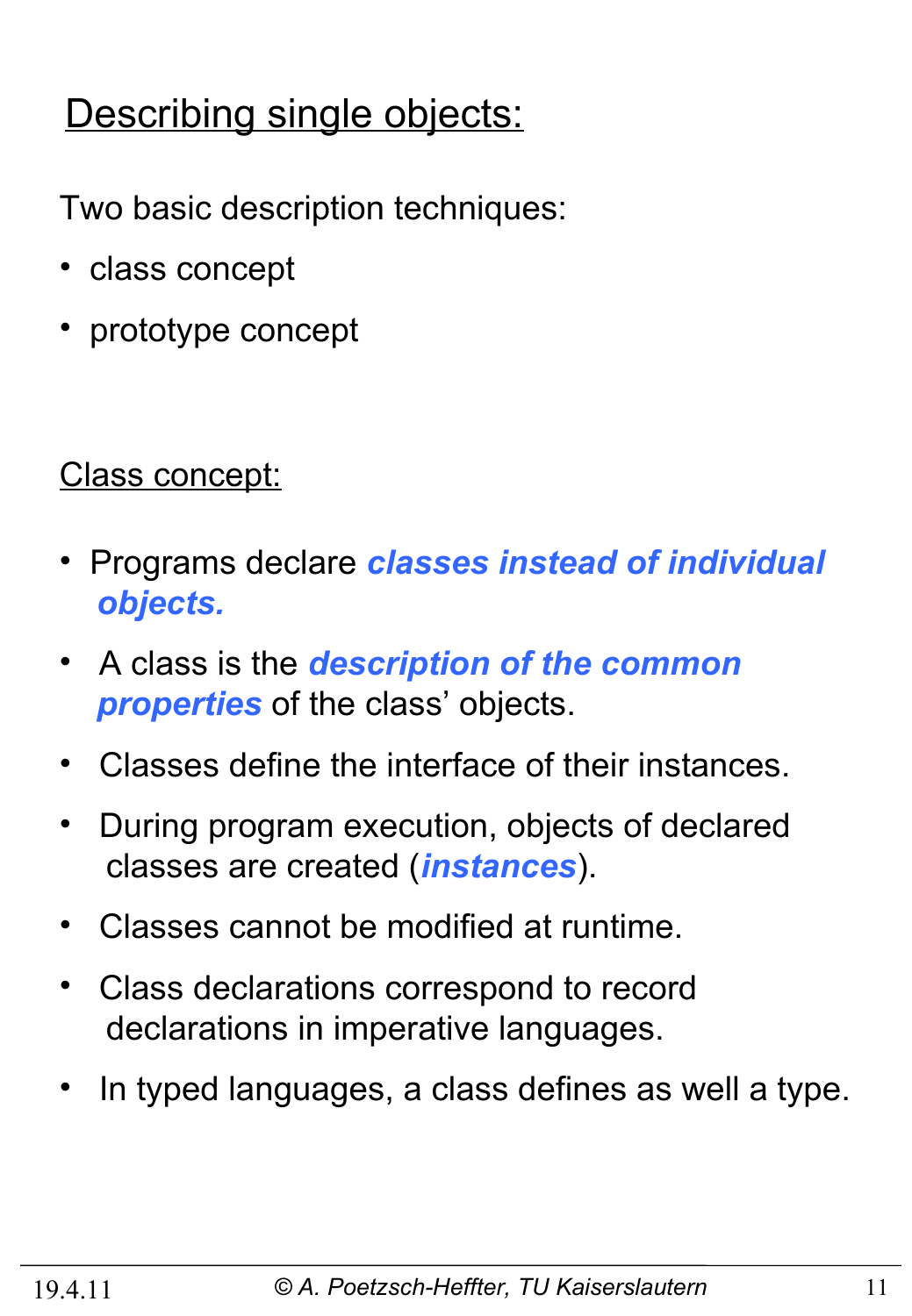## Describing single objects:

Two basic description techniques:

- class concept
- prototype concept

### Class concept:

- Programs declare ***classes instead of individual objects.***
- A class is the ***description of the common properties*** of the class' objects.
- Classes define the interface of their instances.
- During program execution, objects of declared classes are created (***instances***).
- Classes cannot be modified at runtime.
- Class declarations correspond to record declarations in imperative languages.
- In typed languages, a class defines as well a type.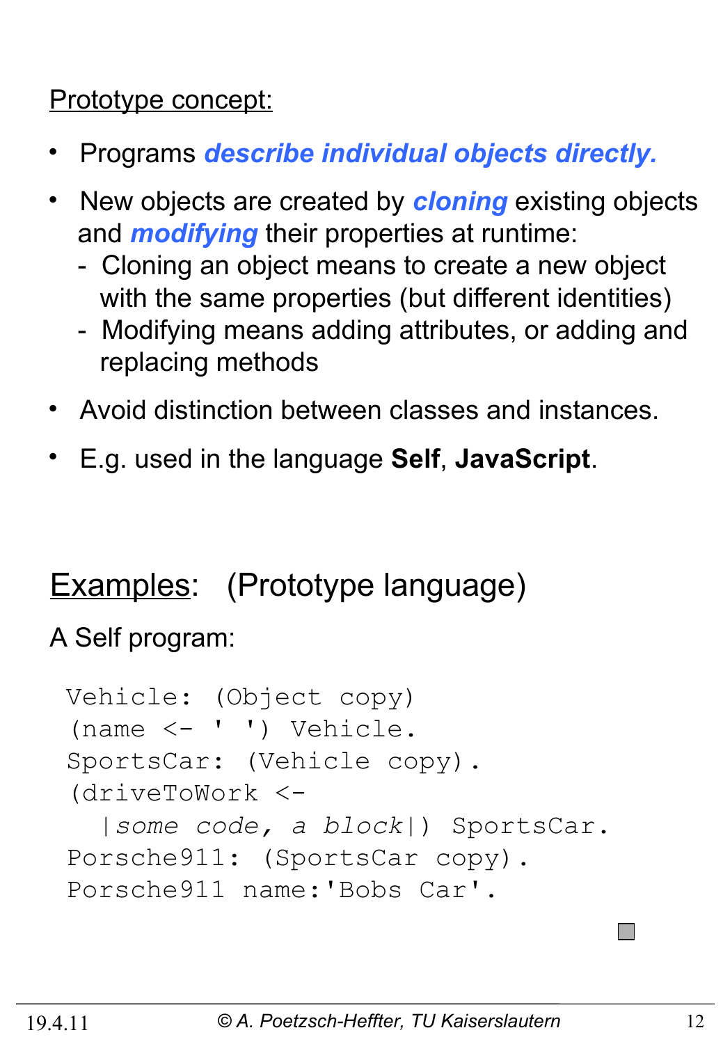Prototype concept:

- Programs ***describe individual objects directly.***
- New objects are created by ***cloning*** existing objects and ***modifying*** their properties at runtime:
  - Cloning an object means to create a new object with the same properties (but different identities)
  - Modifying means adding attributes, or adding and replacing methods
- Avoid distinction between classes and instances.
- E.g. used in the language **Self**, **JavaScript**.

## Examples: (Prototype language)

A Self program:

```
Vehicle: (Object copy)
(name <- ' ') Vehicle.
SportsCar: (Vehicle copy).
(driveToWork <-
  |some code, a block|) SportsCar.
Porsche911: (SportsCar copy).
Porsche911 name:'Bobs Car'.
```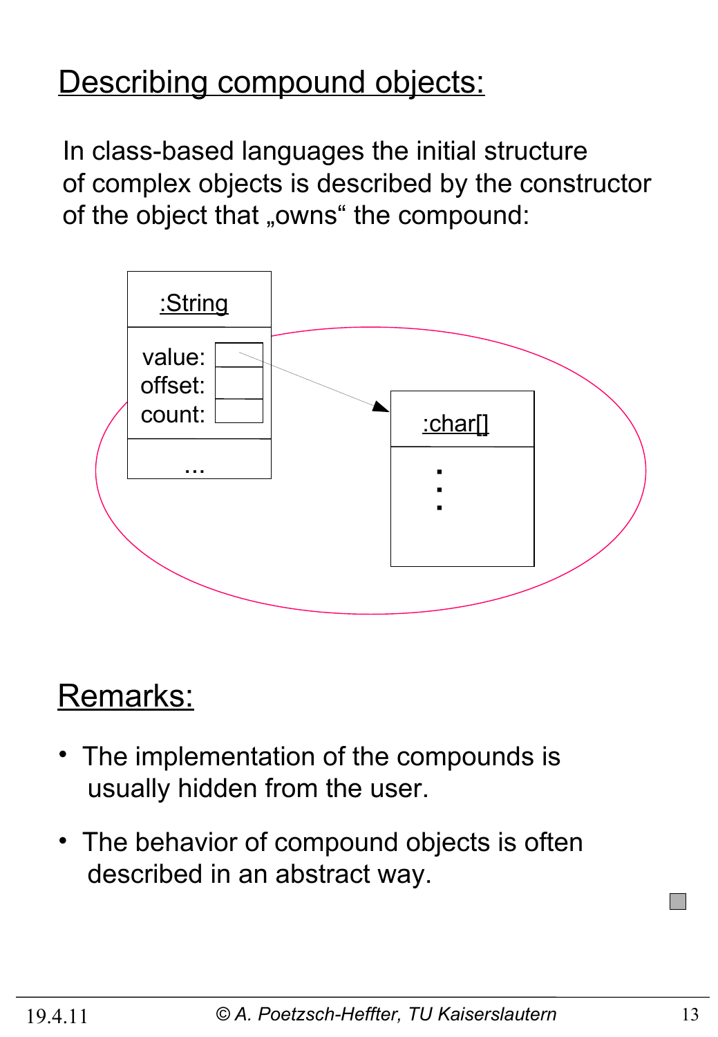# Describing compound objects:

In class-based languages the initial structure of complex objects is described by the constructor of the object that „owns" the compound:

:String

value:
offset:
count:

...

:char[]

## Remarks:

- The implementation of the compounds is usually hidden from the user.
- The behavior of compound objects is often described in an abstract way.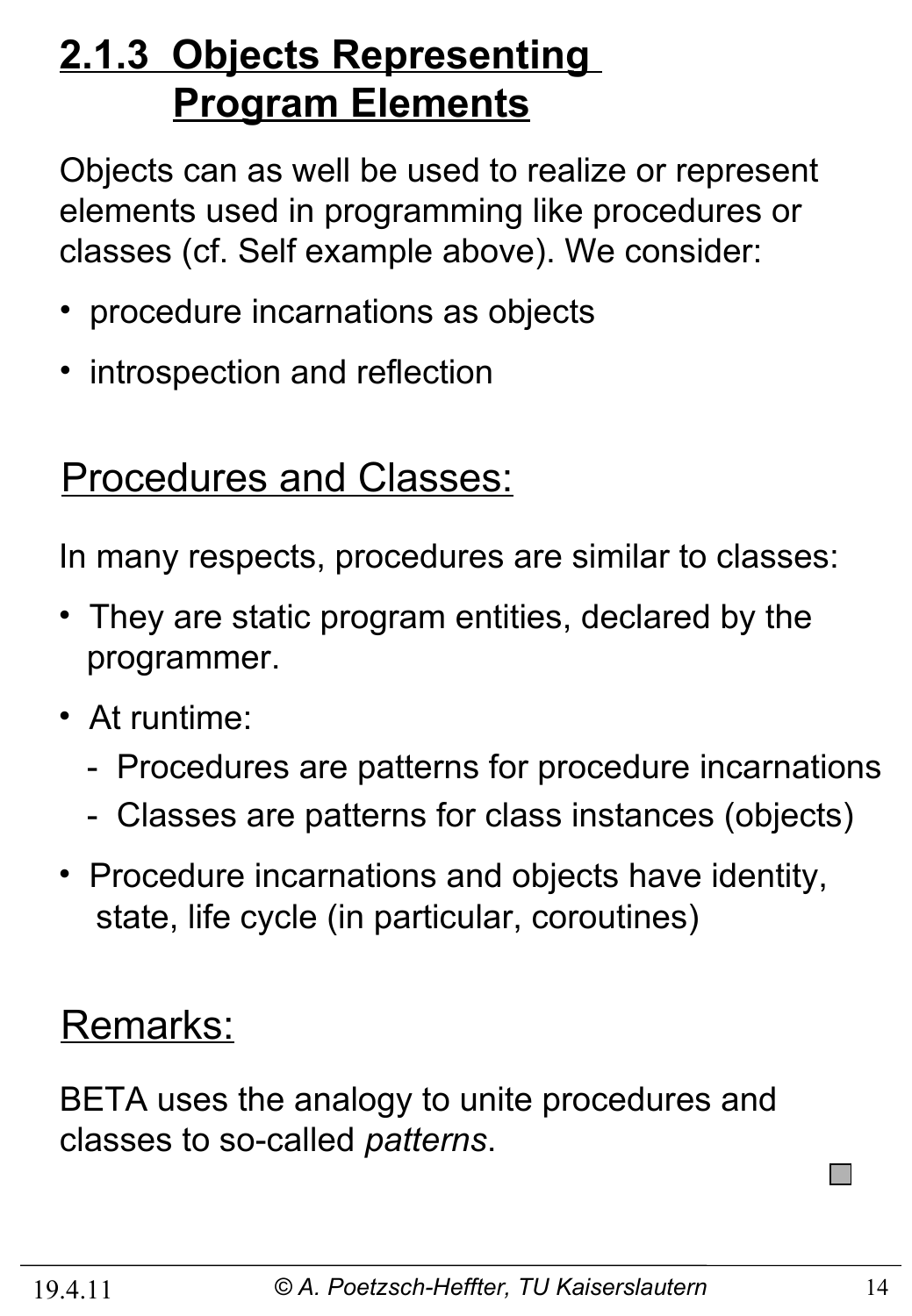# 2.1.3 Objects Representing Program Elements

Objects can as well be used to realize or represent elements used in programming like procedures or classes (cf. Self example above). We consider:

- procedure incarnations as objects
- introspection and reflection

## Procedures and Classes:

In many respects, procedures are similar to classes:

- They are static program entities, declared by the programmer.
- At runtime:
  - Procedures are patterns for procedure incarnations
  - Classes are patterns for class instances (objects)
- Procedure incarnations and objects have identity, state, life cycle (in particular, coroutines)

## Remarks:

BETA uses the analogy to unite procedures and classes to so-called *patterns*.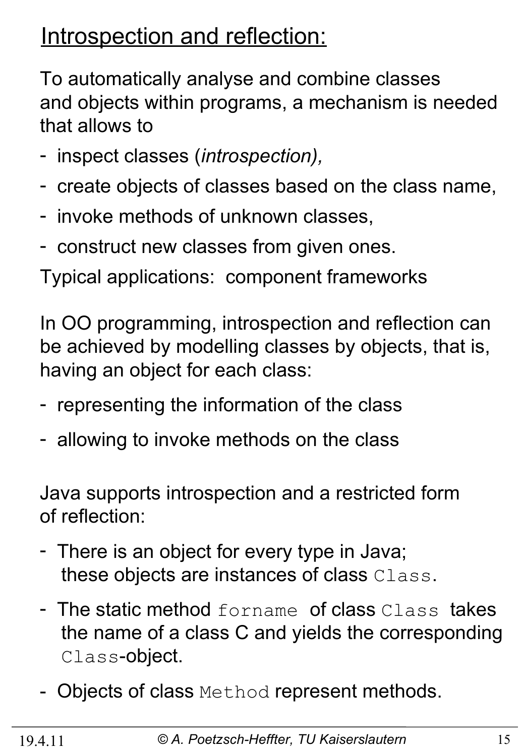# Introspection and reflection:

To automatically analyse and combine classes and objects within programs, a mechanism is needed that allows to

- inspect classes (*introspection),*
- create objects of classes based on the class name,
- invoke methods of unknown classes,
- construct new classes from given ones.

Typical applications: component frameworks

In OO programming, introspection and reflection can be achieved by modelling classes by objects, that is, having an object for each class:

- representing the information of the class
- allowing to invoke methods on the class

Java supports introspection and a restricted form of reflection:

- There is an object for every type in Java; these objects are instances of class `Class`.
- The static method `forname` of class `Class` takes the name of a class C and yields the corresponding `Class`-object.
- Objects of class `Method` represent methods.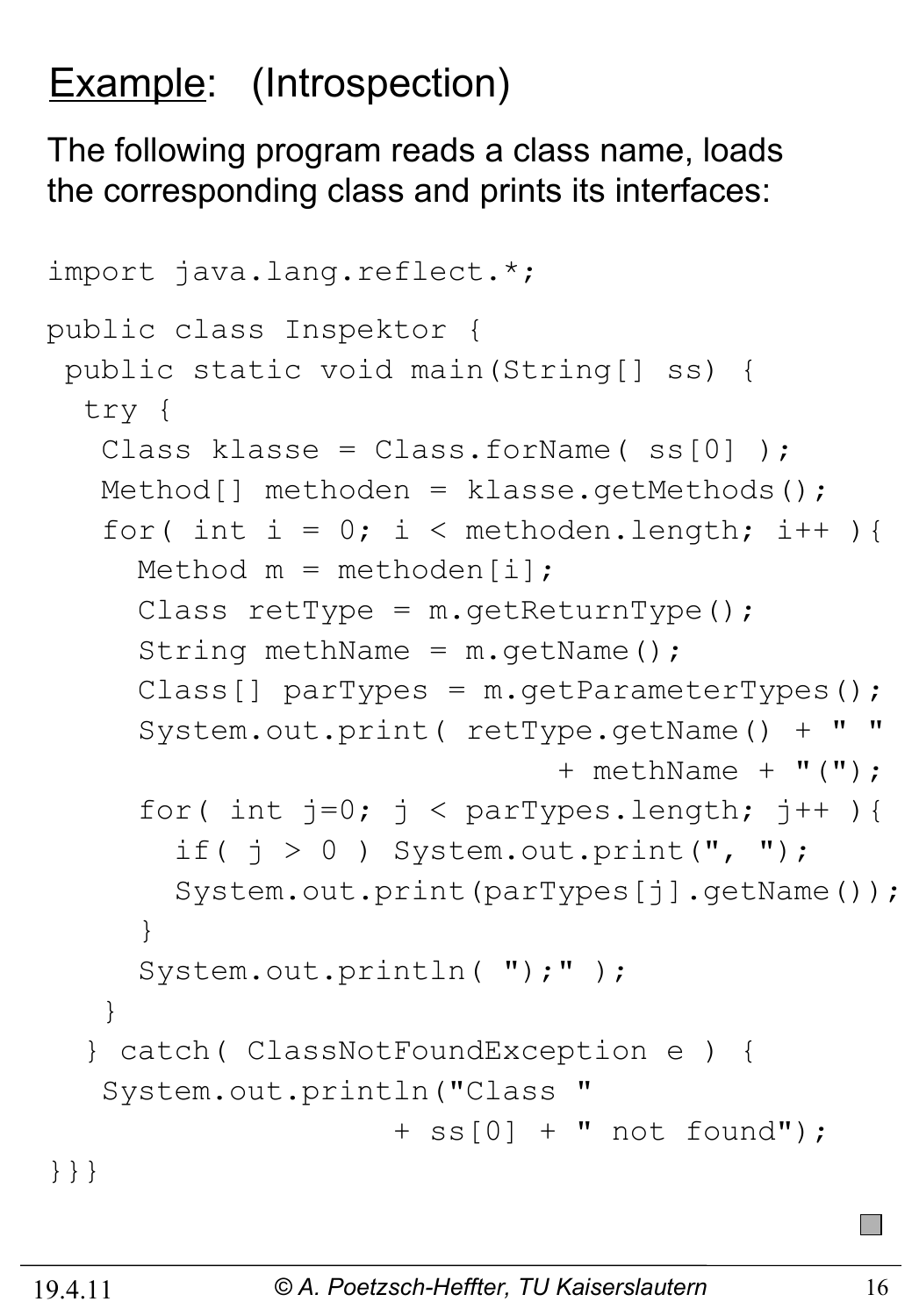# <u>Example</u>: (Introspection)

The following program reads a class name, loads the corresponding class and prints its interfaces:

```
import java.lang.reflect.*;

public class Inspektor {
 public static void main(String[] ss) {
  try {
   Class klasse = Class.forName( ss[0] );
   Method[] methoden = klasse.getMethods();
   for( int i = 0; i < methoden.length; i++ ){
     Method m = methoden[i];
     Class retType = m.getReturnType();
     String methName = m.getName();
     Class[] parTypes = m.getParameterTypes();
     System.out.print( retType.getName() + " "
                        + methName + "(");
     for( int j=0; j < parTypes.length; j++ ){
       if( j > 0 ) System.out.print(", ");
       System.out.print(parTypes[j].getName());
     }
     System.out.println( ");" );
   }
  } catch( ClassNotFoundException e ) {
   System.out.println("Class "
               + ss[0] + " not found");
}}}
```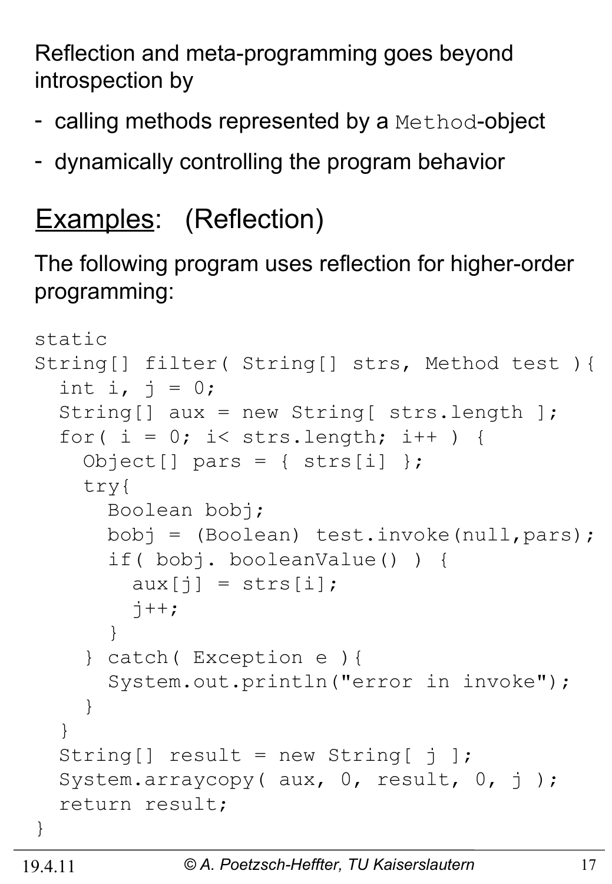Reflection and meta-programming goes beyond introspection by

- calling methods represented by a `Method`-object
- dynamically controlling the program behavior

## <u>Examples</u>: (Reflection)

The following program uses reflection for higher-order programming:

```
static
String[] filter( String[] strs, Method test ){
  int i, j = 0;
  String[] aux = new String[ strs.length ];
  for( i = 0; i< strs.length; i++ ) {
    Object[] pars = { strs[i] };
    try{
      Boolean bobj;
      bobj = (Boolean) test.invoke(null,pars);
      if( bobj. booleanValue() ) {
        aux[j] = strs[i];
        j++;
      }
    } catch( Exception e ){
      System.out.println("error in invoke");
    }
  }
  String[] result = new String[ j ];
  System.arraycopy( aux, 0, result, 0, j );
  return result;
}
```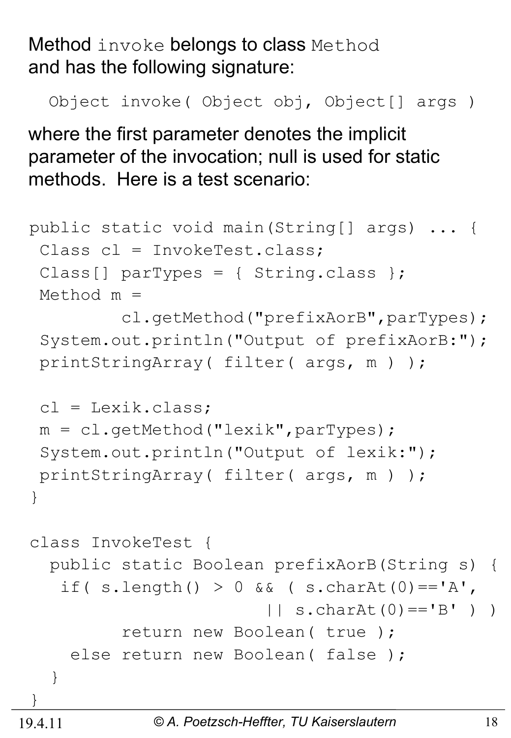Method `invoke` belongs to class `Method` and has the following signature:

```
Object invoke( Object obj, Object[] args )
```

where the first parameter denotes the implicit parameter of the invocation; null is used for static methods. Here is a test scenario:

```
public static void main(String[] args) ... {
 Class cl = InvokeTest.class;
 Class[] parTypes = { String.class };
 Method m =
        cl.getMethod("prefixAorB",parTypes);
 System.out.println("Output of prefixAorB:");
 printStringArray( filter( args, m ) );

 cl = Lexik.class;
 m = cl.getMethod("lexik",parTypes);
 System.out.println("Output of lexik:");
 printStringArray( filter( args, m ) );
}

class InvokeTest {
  public static Boolean prefixAorB(String s) {
   if( s.length() > 0 && ( s.charAt(0)=='A',
                     || s.charAt(0)=='B' ) )
        return new Boolean( true );
    else return new Boolean( false );
  }
}
```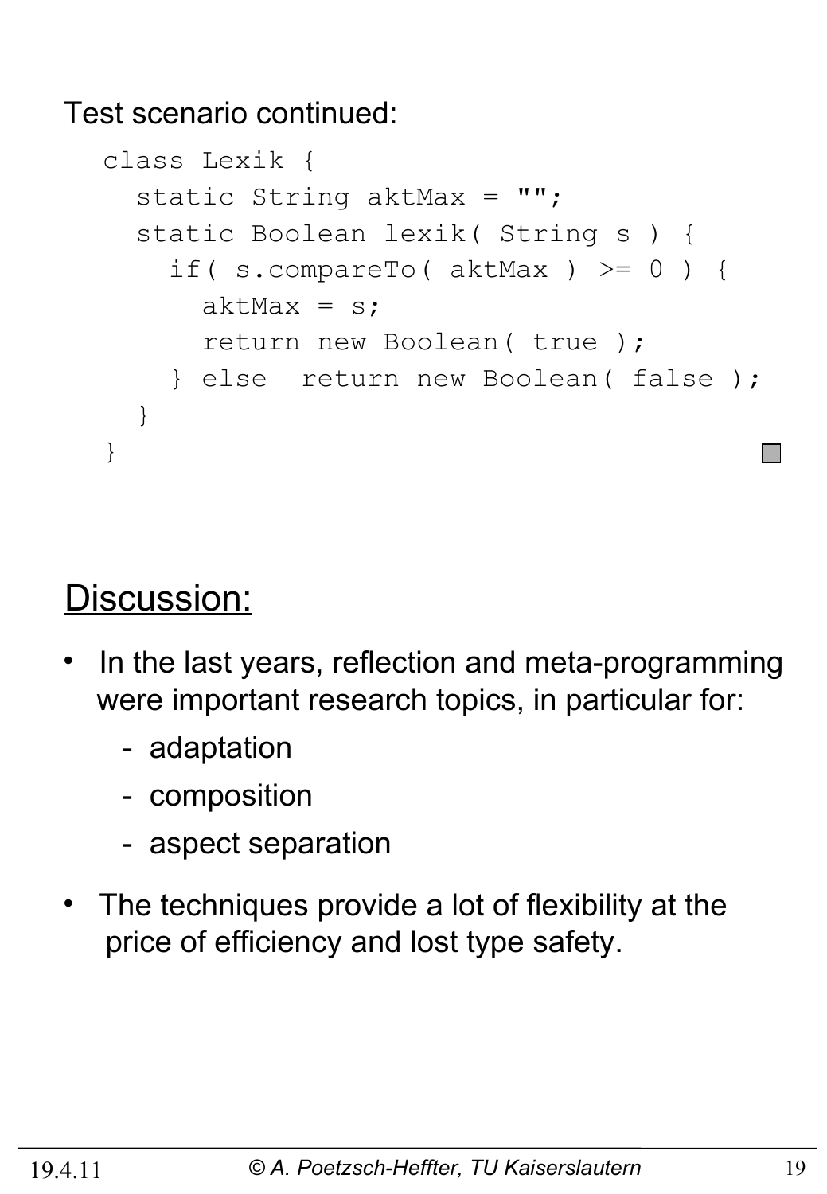Test scenario continued:

```
class Lexik {
  static String aktMax = "";
  static Boolean lexik( String s ) {
    if( s.compareTo( aktMax ) >= 0 ) {
      aktMax = s;
      return new Boolean( true );
    } else  return new Boolean( false );
  }
}
```

## Discussion:

- In the last years, reflection and meta-programming were important research topics, in particular for:
  - adaptation
  - composition
  - aspect separation
- The techniques provide a lot of flexibility at the price of efficiency and lost type safety.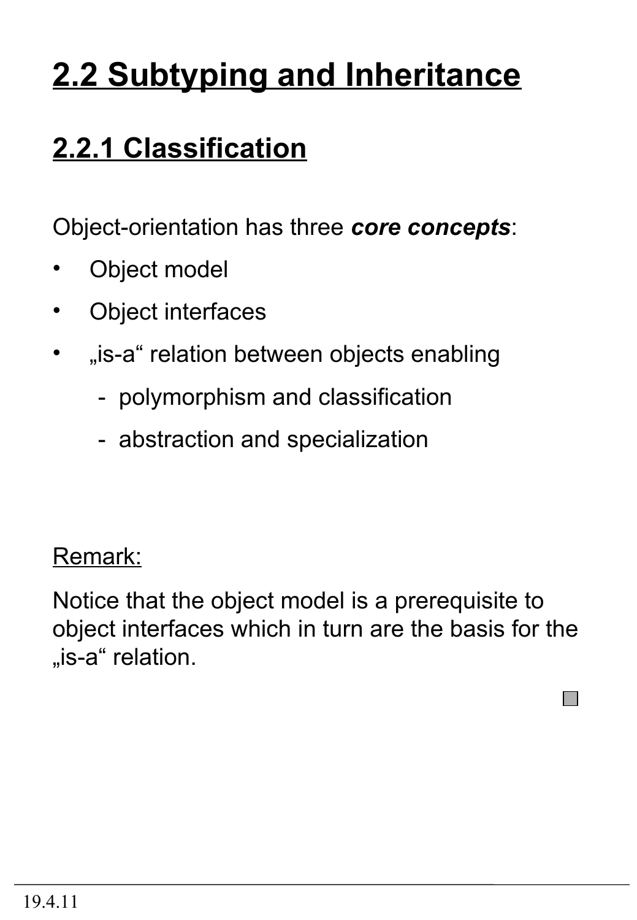# 2.2 Subtyping and Inheritance

## 2.2.1 Classification

Object-orientation has three ***core concepts***:

- Object model
- Object interfaces
- „is-a“ relation between objects enabling
  - polymorphism and classification
  - abstraction and specialization

Remark:

Notice that the object model is a prerequisite to object interfaces which in turn are the basis for the „is-a“ relation.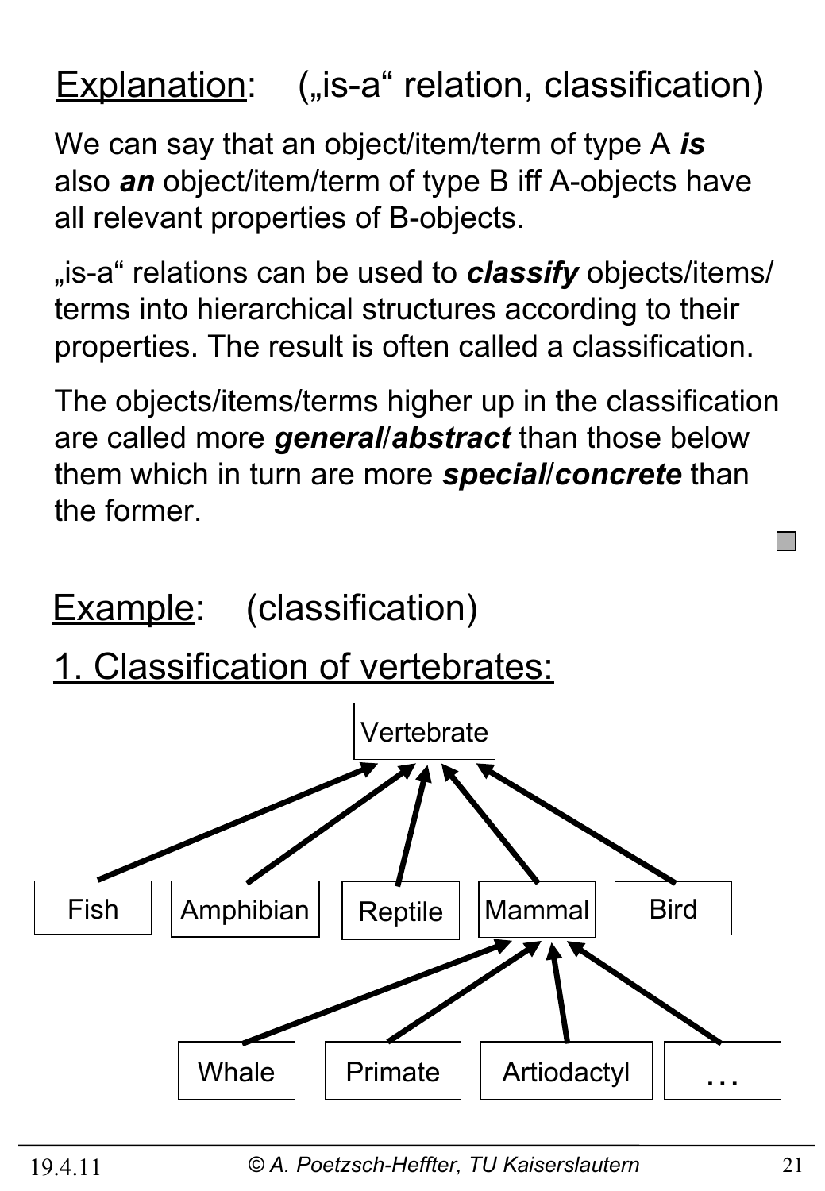## Explanation: („is-a" relation, classification)

We can say that an object/item/term of type A ***is*** also ***an*** object/item/term of type B iff A-objects have all relevant properties of B-objects.

„is-a" relations can be used to ***classify*** objects/items/terms into hierarchical structures according to their properties. The result is often called a classification.

The objects/items/terms higher up in the classification are called more ***general***/***abstract*** than those below them which in turn are more ***special***/***concrete*** than the former.

## Example: (classification)

### 1. Classification of vertebrates:

Vertebrate

Fish Amphibian Reptile Mammal Bird

Whale Primate Artiodactyl …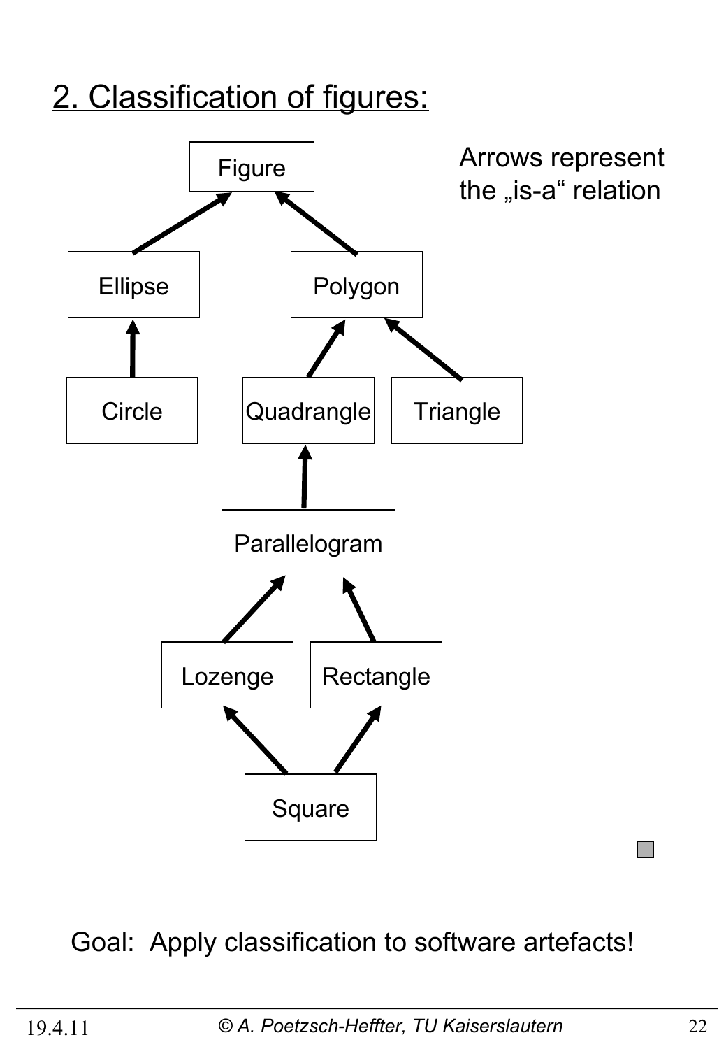## 2. Classification of figures:

Arrows represent the „is-a" relation

Figure

Ellipse

Polygon

Circle

Quadrangle

Triangle

Parallelogram

Lozenge

Rectangle

Square

Goal: Apply classification to software artefacts!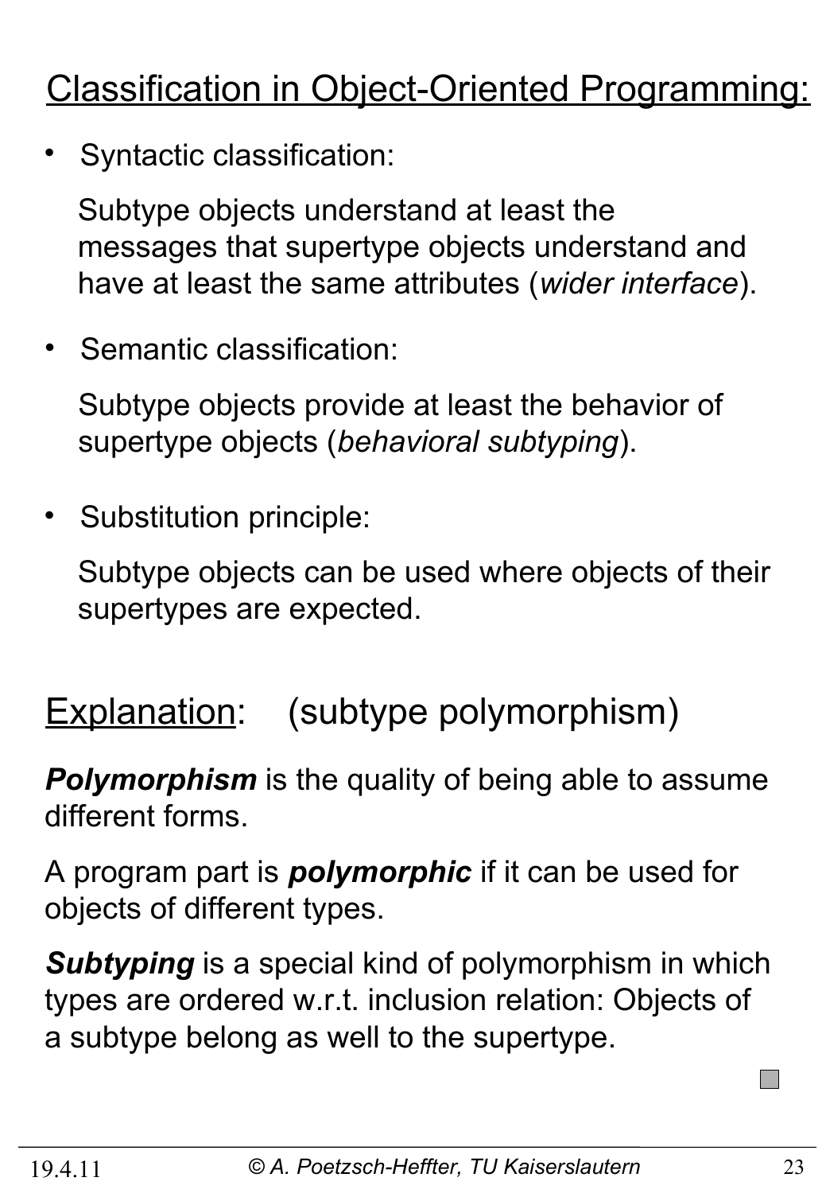## Classification in Object-Oriented Programming:

- Syntactic classification:

  Subtype objects understand at least the messages that supertype objects understand and have at least the same attributes (*wider interface*).

- Semantic classification:

  Subtype objects provide at least the behavior of supertype objects (*behavioral subtyping*).

- Substitution principle:

  Subtype objects can be used where objects of their supertypes are expected.

## Explanation: (subtype polymorphism)

***Polymorphism*** is the quality of being able to assume different forms.

A program part is ***polymorphic*** if it can be used for objects of different types.

***Subtyping*** is a special kind of polymorphism in which types are ordered w.r.t. inclusion relation: Objects of a subtype belong as well to the supertype.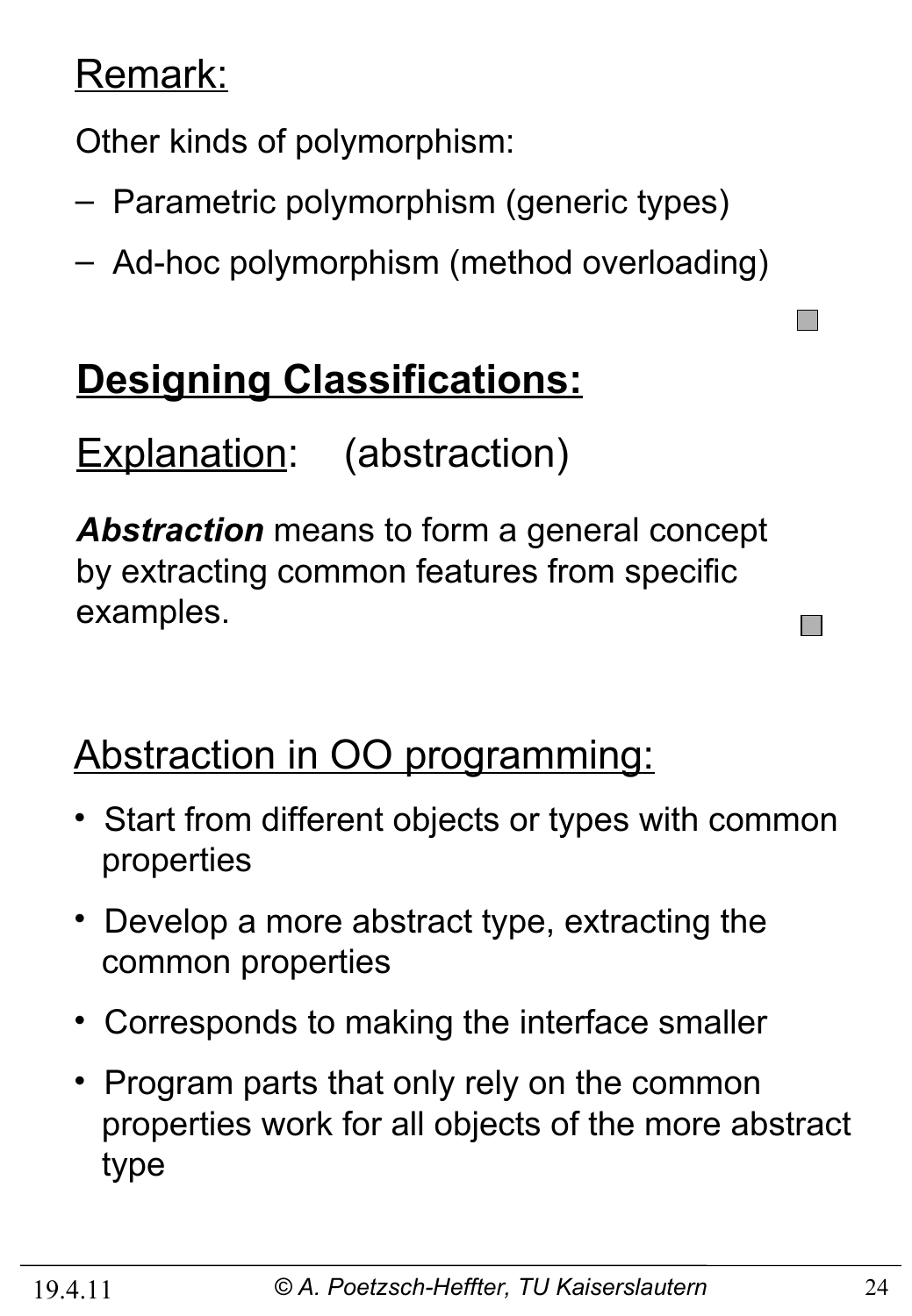Remark:

Other kinds of polymorphism:

- Parametric polymorphism (generic types)
- Ad-hoc polymorphism (method overloading)

## Designing Classifications:

Explanation: (abstraction)

***Abstraction*** means to form a general concept by extracting common features from specific examples.

### Abstraction in OO programming:

- Start from different objects or types with common properties
- Develop a more abstract type, extracting the common properties
- Corresponds to making the interface smaller
- Program parts that only rely on the common properties work for all objects of the more abstract type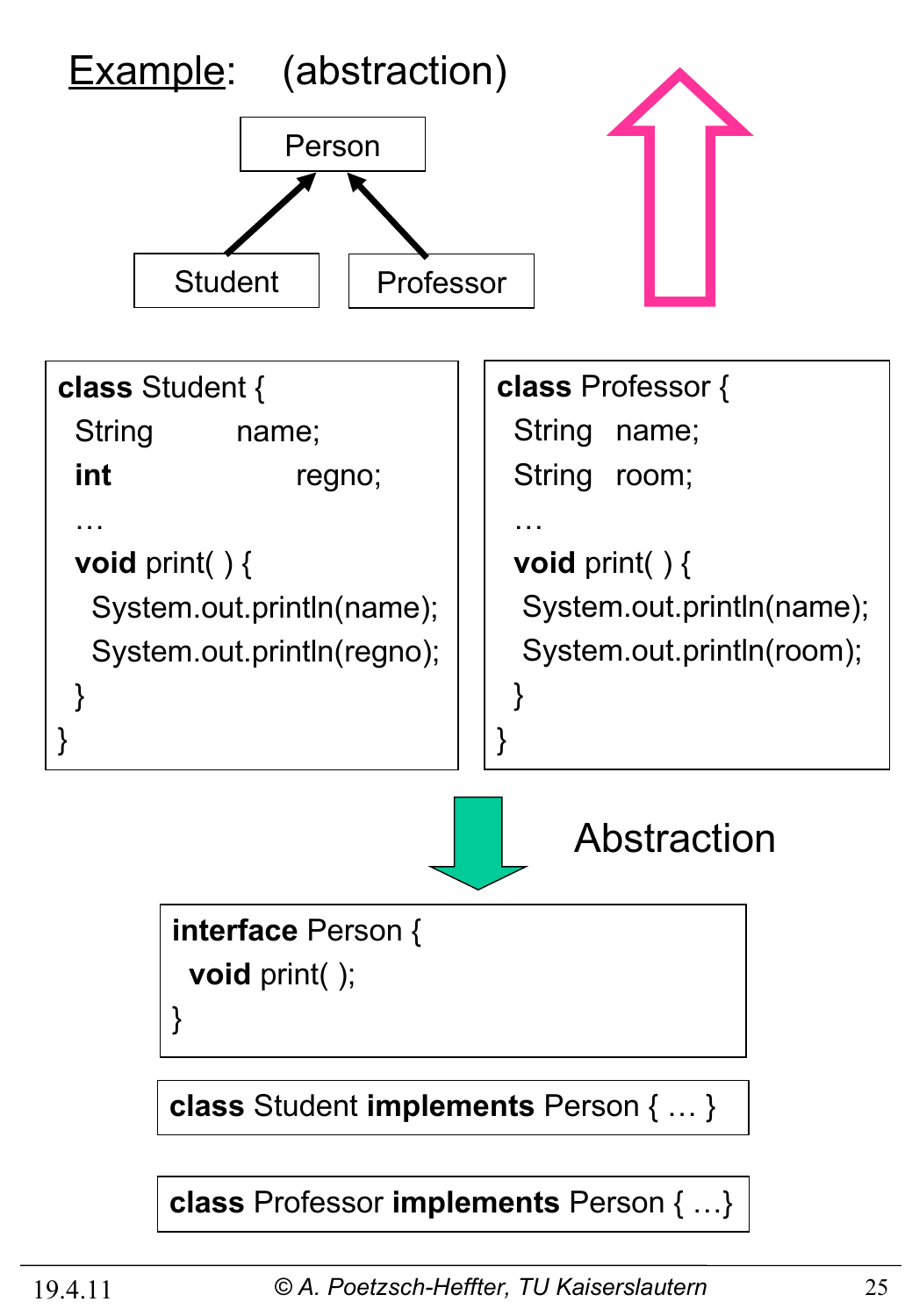## Example: (abstraction)

Person

Student     Professor

```
class Student {
  String      name;
  int         regno;
  …
  void print( ) {
    System.out.println(name);
    System.out.println(regno);
  }
}
```

```
class Professor {
  String  name;
  String  room;
  …
  void print( ) {
    System.out.println(name);
    System.out.println(room);
  }
}
```

Abstraction

```
interface Person {
  void print( );
}
```

```
class Student implements Person { … }
```

```
class Professor implements Person { …}
```

19.4.11 © A. Poetzsch-Heffter, TU Kaiserslautern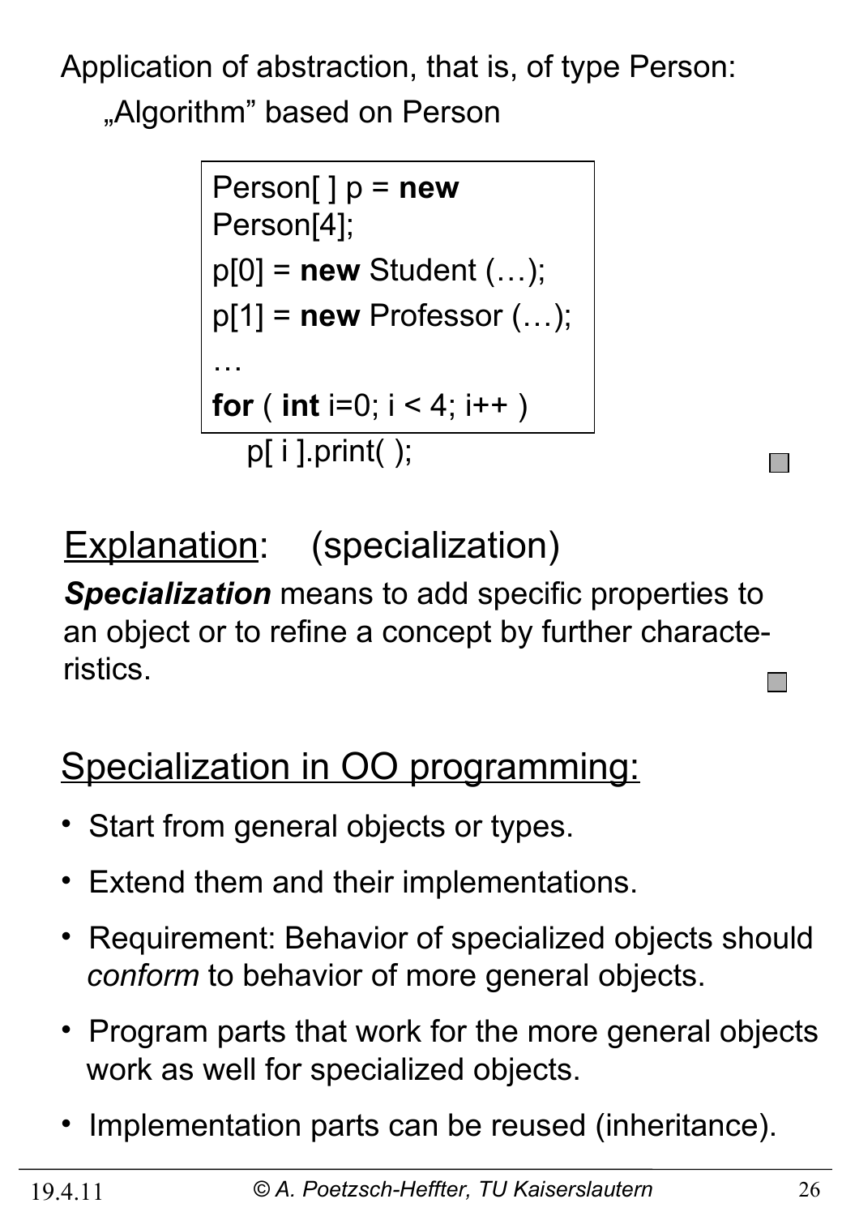Application of abstraction, that is, of type Person:

„Algorithm" based on Person

```
Person[ ] p = new
Person[4];
p[0] = new Student (…);
p[1] = new Professor (…);
…
for ( int i=0; i < 4; i++ )
    p[ i ].print( );
```

## Explanation: (specialization)

***Specialization*** means to add specific properties to an object or to refine a concept by further characteristics.

## Specialization in OO programming:

- Start from general objects or types.
- Extend them and their implementations.
- Requirement: Behavior of specialized objects should *conform* to behavior of more general objects.
- Program parts that work for the more general objects work as well for specialized objects.
- Implementation parts can be reused (inheritance).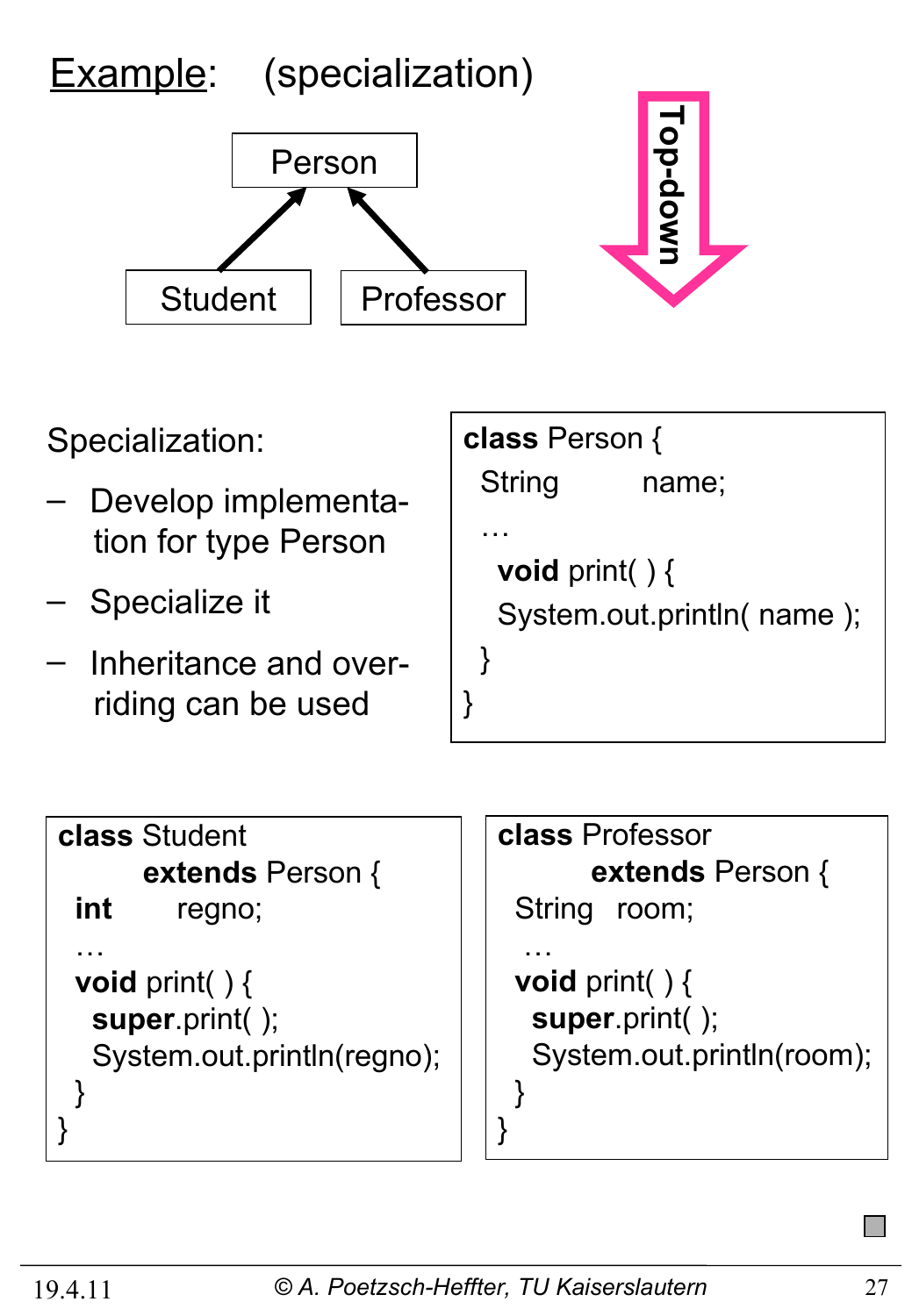## Example: (specialization)

Person ← Student, Professor

Top-down

Specialization:

- Develop implementation for type Person
- Specialize it
- Inheritance and overriding can be used

```java
class Person {
  String     name;
  …
   void print( ) {
   System.out.println( name );
  }
}
```

```java
class Student
        extends Person {
  int      regno;
  …
  void print( ) {
    super.print( );
    System.out.println(regno);
  }
}
```

```java
class Professor
        extends Person {
  String   room;
   …
  void print( ) {
    super.print( );
    System.out.println(room);
  }
}
```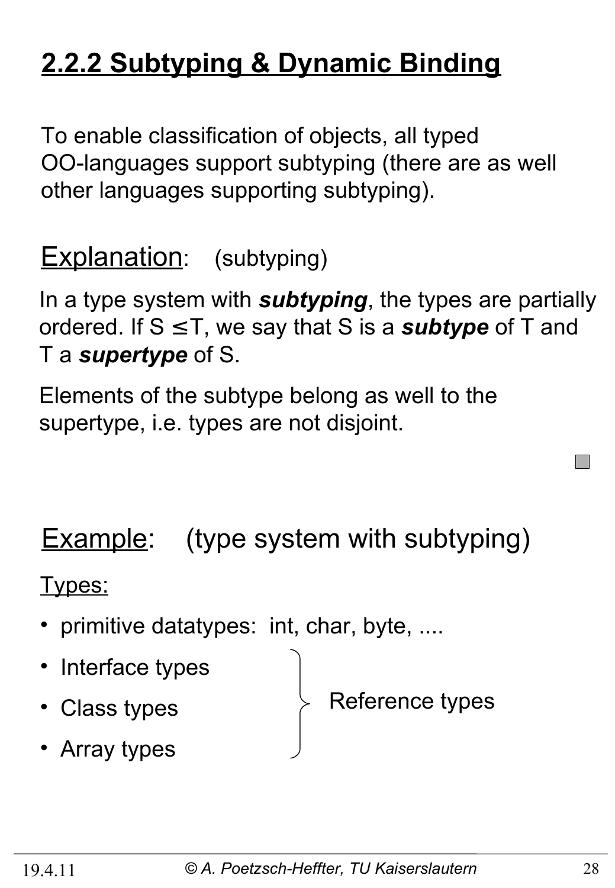## 2.2.2 Subtyping & Dynamic Binding

To enable classification of objects, all typed OO-languages support subtyping (there are as well other languages supporting subtyping).

Explanation: (subtyping)

In a type system with ***subtyping***, the types are partially ordered. If $S \leq T$, we say that S is a ***subtype*** of T and T a ***supertype*** of S.

Elements of the subtype belong as well to the supertype, i.e. types are not disjoint.

Example: (type system with subtyping)

Types:

- primitive datatypes: int, char, byte, ....
- Interface types
- Class types
- Array types

(Interface types, Class types, and Array types: Reference types)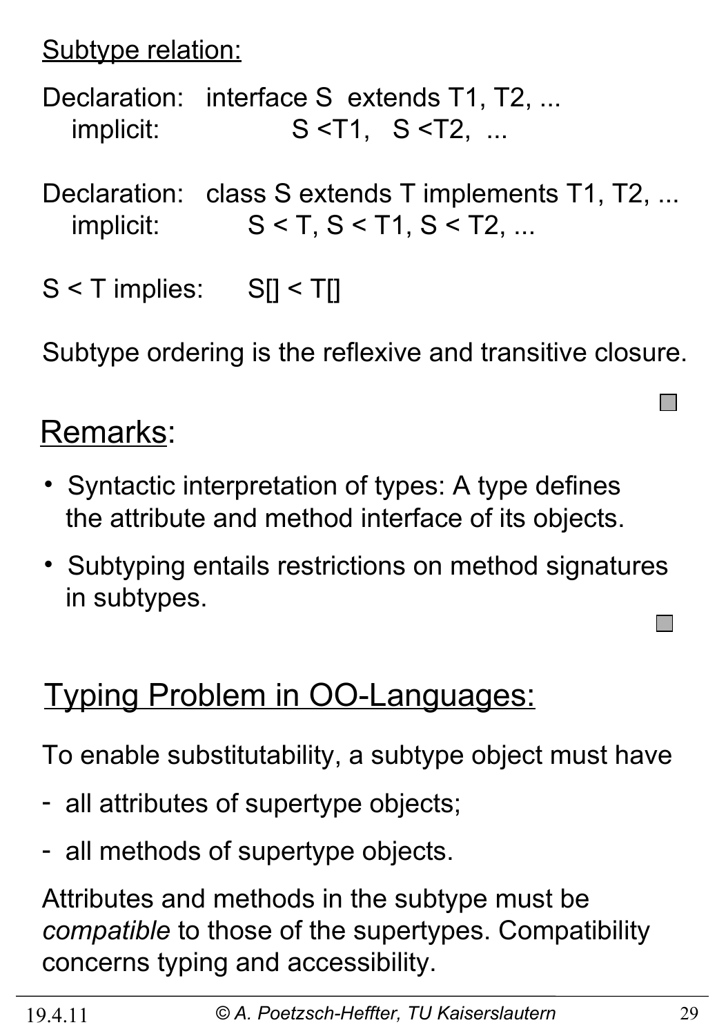Subtype relation:

Declaration: interface S extends T1, T2, ...
implicit: S <T1, S <T2, ...

Declaration: class S extends T implements T1, T2, ...
implicit: S < T, S < T1, S < T2, ...

S < T implies: S[] < T[]

Subtype ordering is the reflexive and transitive closure.

## Remarks:

- Syntactic interpretation of types: A type defines the attribute and method interface of its objects.
- Subtyping entails restrictions on method signatures in subtypes.

## Typing Problem in OO-Languages:

To enable substitutability, a subtype object must have

- all attributes of supertype objects;
- all methods of supertype objects.

Attributes and methods in the subtype must be *compatible* to those of the supertypes. Compatibility concerns typing and accessibility.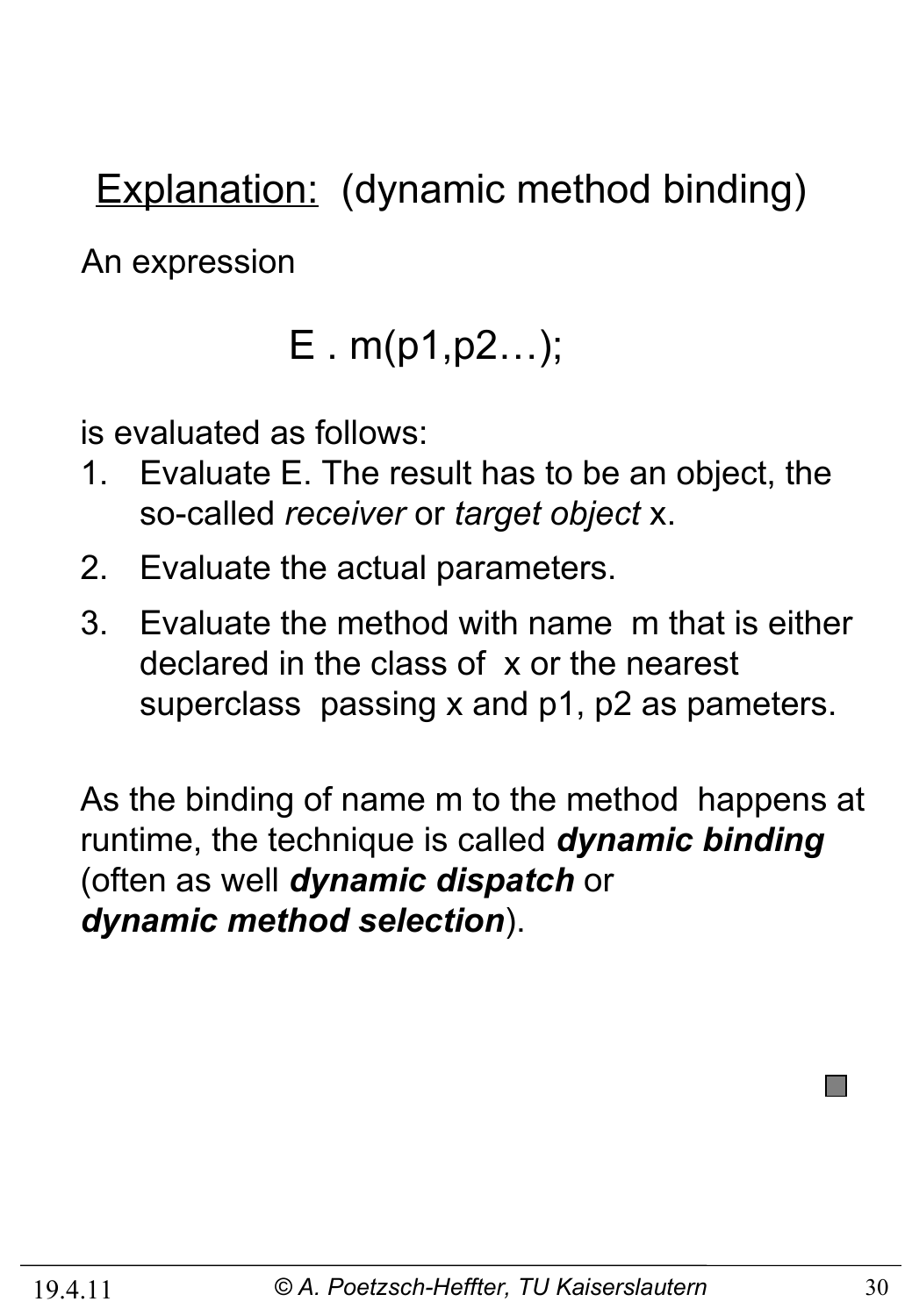## <u>Explanation:</u> (dynamic method binding)

An expression

E . m(p1,p2…);

is evaluated as follows:

1. Evaluate E. The result has to be an object, the so-called *receiver* or *target object* x.
2. Evaluate the actual parameters.
3. Evaluate the method with name m that is either declared in the class of x or the nearest superclass passing x and p1, p2 as pameters.

As the binding of name m to the method happens at runtime, the technique is called ***dynamic binding*** (often as well ***dynamic dispatch*** or ***dynamic method selection***).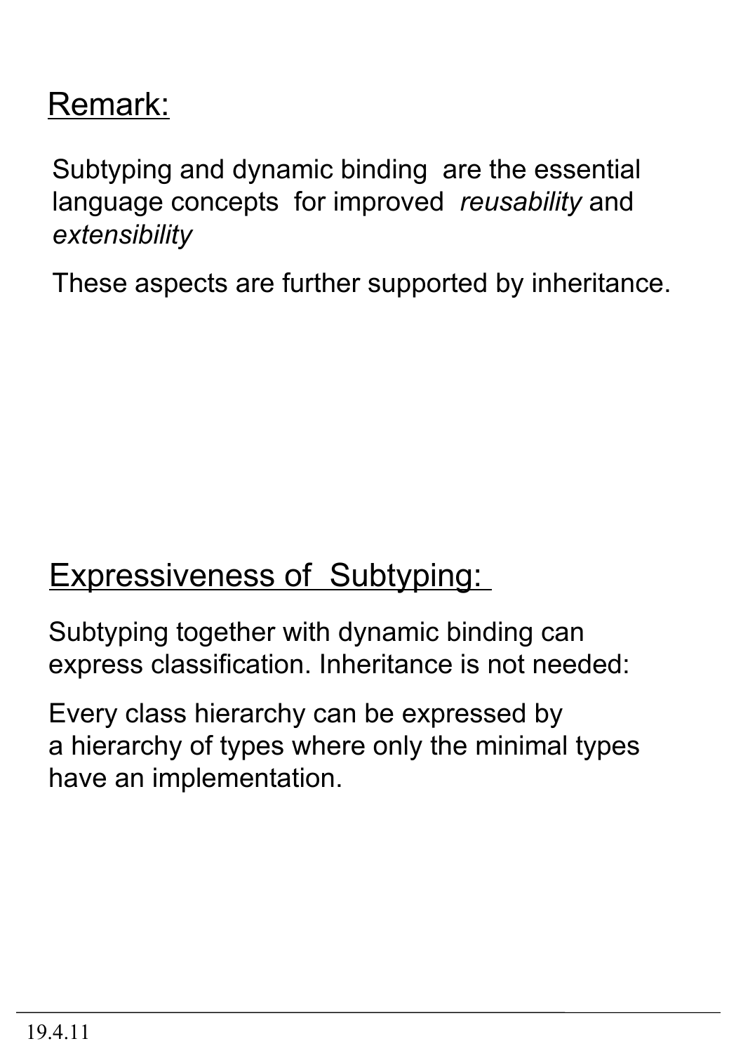## Remark:

Subtyping and dynamic binding are the essential language concepts for improved *reusability* and *extensibility*

These aspects are further supported by inheritance.

## Expressiveness of Subtyping:

Subtyping together with dynamic binding can express classification. Inheritance is not needed:

Every class hierarchy can be expressed by a hierarchy of types where only the minimal types have an implementation.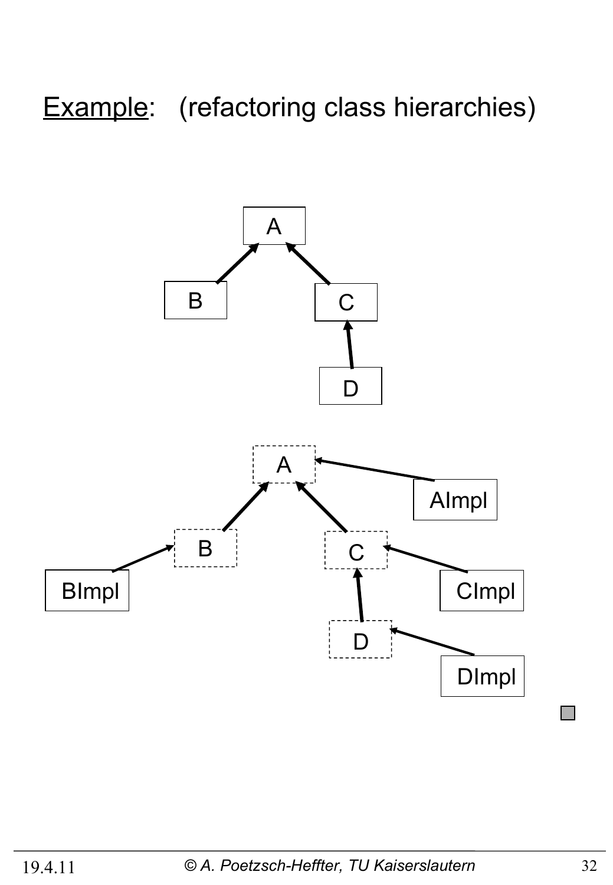# Example: (refactoring class hierarchies)

A

B

C

D

A

AImpl

B

C

BImpl

CImpl

D

DImpl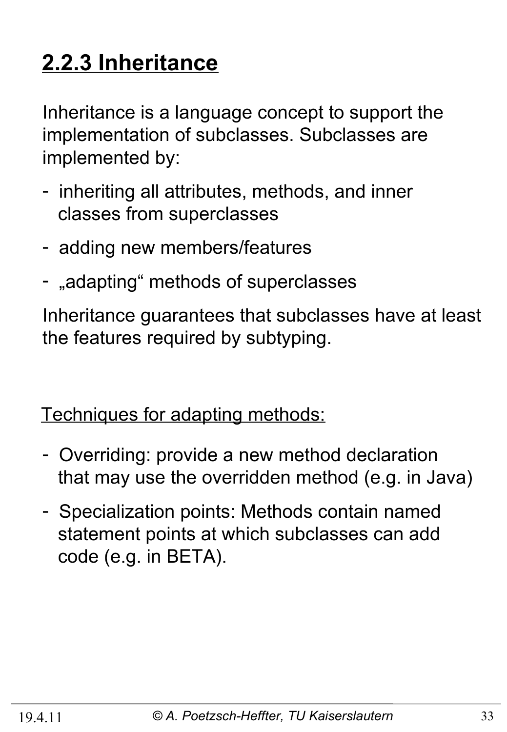## 2.2.3 Inheritance

Inheritance is a language concept to support the implementation of subclasses. Subclasses are implemented by:

- inheriting all attributes, methods, and inner classes from superclasses
- adding new members/features
- „adapting“ methods of superclasses

Inheritance guarantees that subclasses have at least the features required by subtyping.

Techniques for adapting methods:

- Overriding: provide a new method declaration that may use the overridden method (e.g. in Java)
- Specialization points: Methods contain named statement points at which subclasses can add code (e.g. in BETA).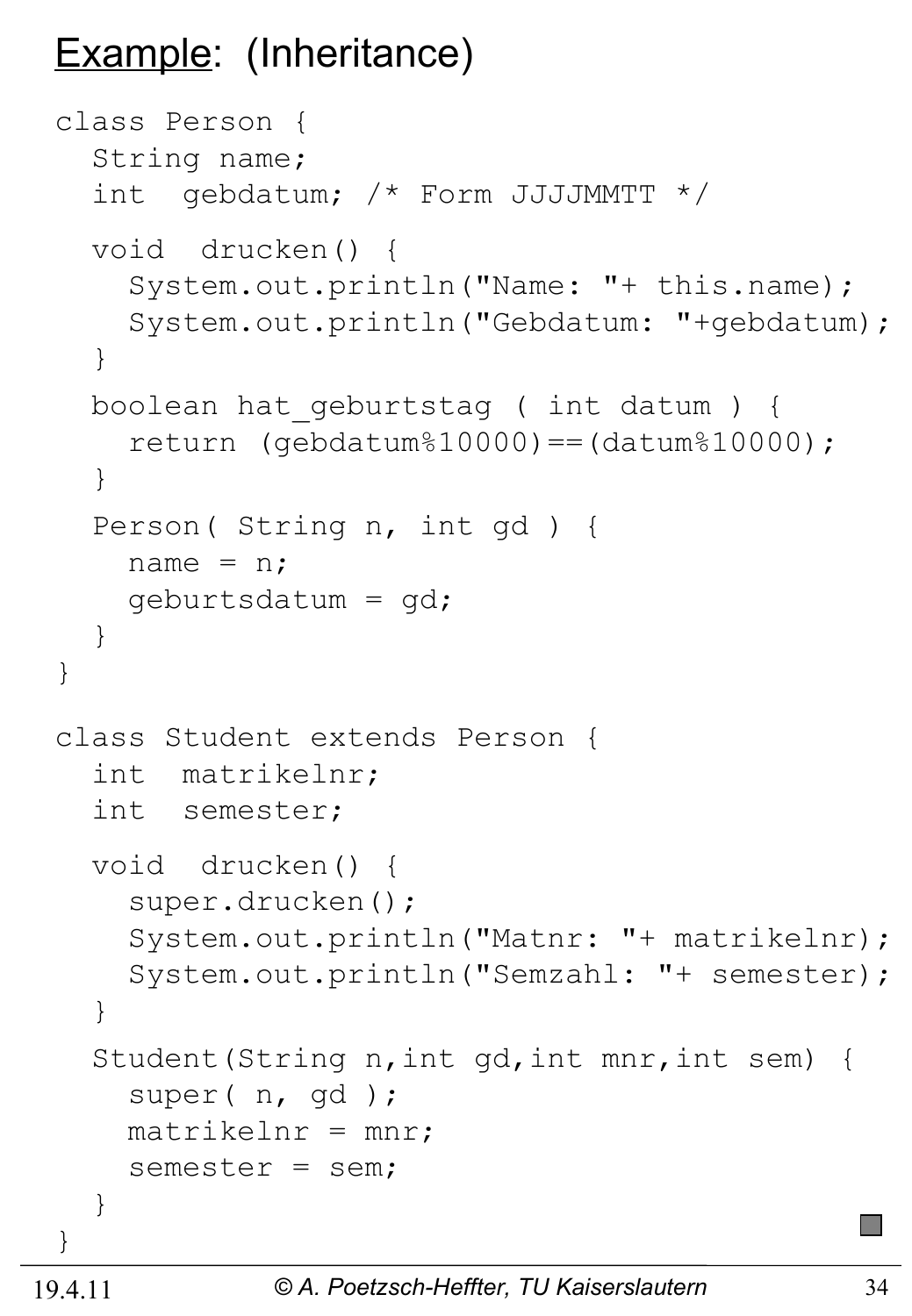# Example: (Inheritance)

```
class Person {
  String name;
  int  gebdatum; /* Form JJJJMMTT */

  void  drucken() {
    System.out.println("Name: "+ this.name);
    System.out.println("Gebdatum: "+gebdatum);
  }

  boolean hat_geburtstag ( int datum ) {
    return (gebdatum%10000)==(datum%10000);
  }

  Person( String n, int gd ) {
    name = n;
    geburtsdatum = gd;
  }
}

class Student extends Person {
  int  matrikelnr;
  int  semester;

  void  drucken() {
    super.drucken();
    System.out.println("Matnr: "+ matrikelnr);
    System.out.println("Semzahl: "+ semester);
  }

  Student(String n,int gd,int mnr,int sem) {
    super( n, gd );
    matrikelnr = mnr;
    semester = sem;
  }
}
```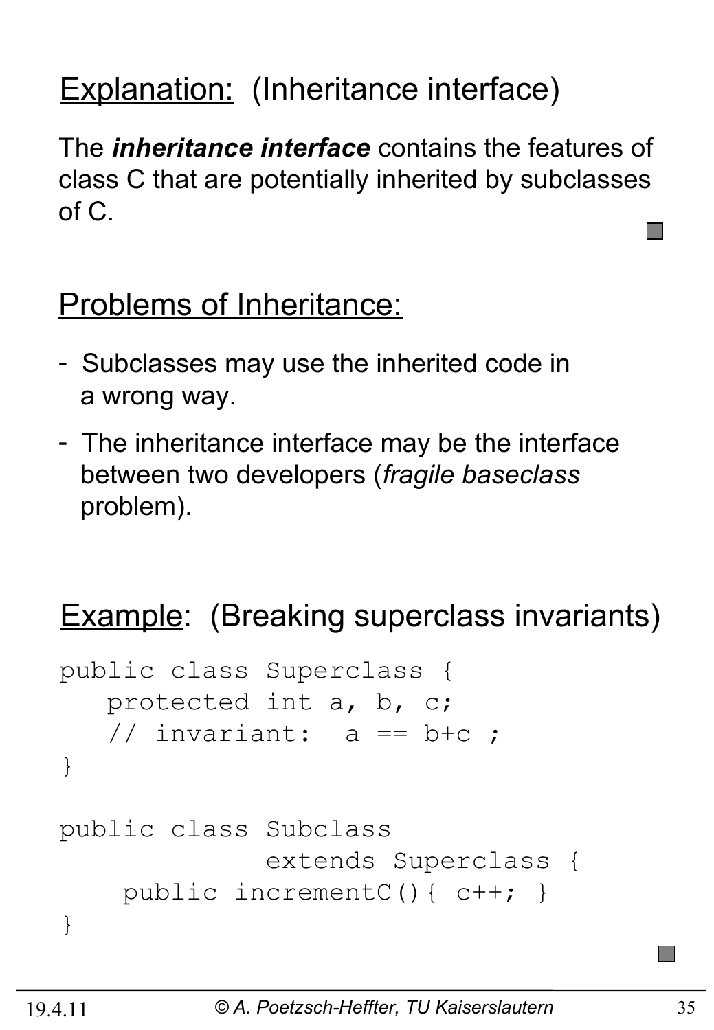Explanation: (Inheritance interface)

The ***inheritance interface*** contains the features of class C that are potentially inherited by subclasses of C.

Problems of Inheritance:

- Subclasses may use the inherited code in a wrong way.
- The inheritance interface may be the interface between two developers (*fragile baseclass* problem).

Example: (Breaking superclass invariants)

```
public class Superclass {
   protected int a, b, c;
   // invariant:  a == b+c ;
}

public class Subclass
             extends Superclass {
    public incrementC(){ c++; }
}
```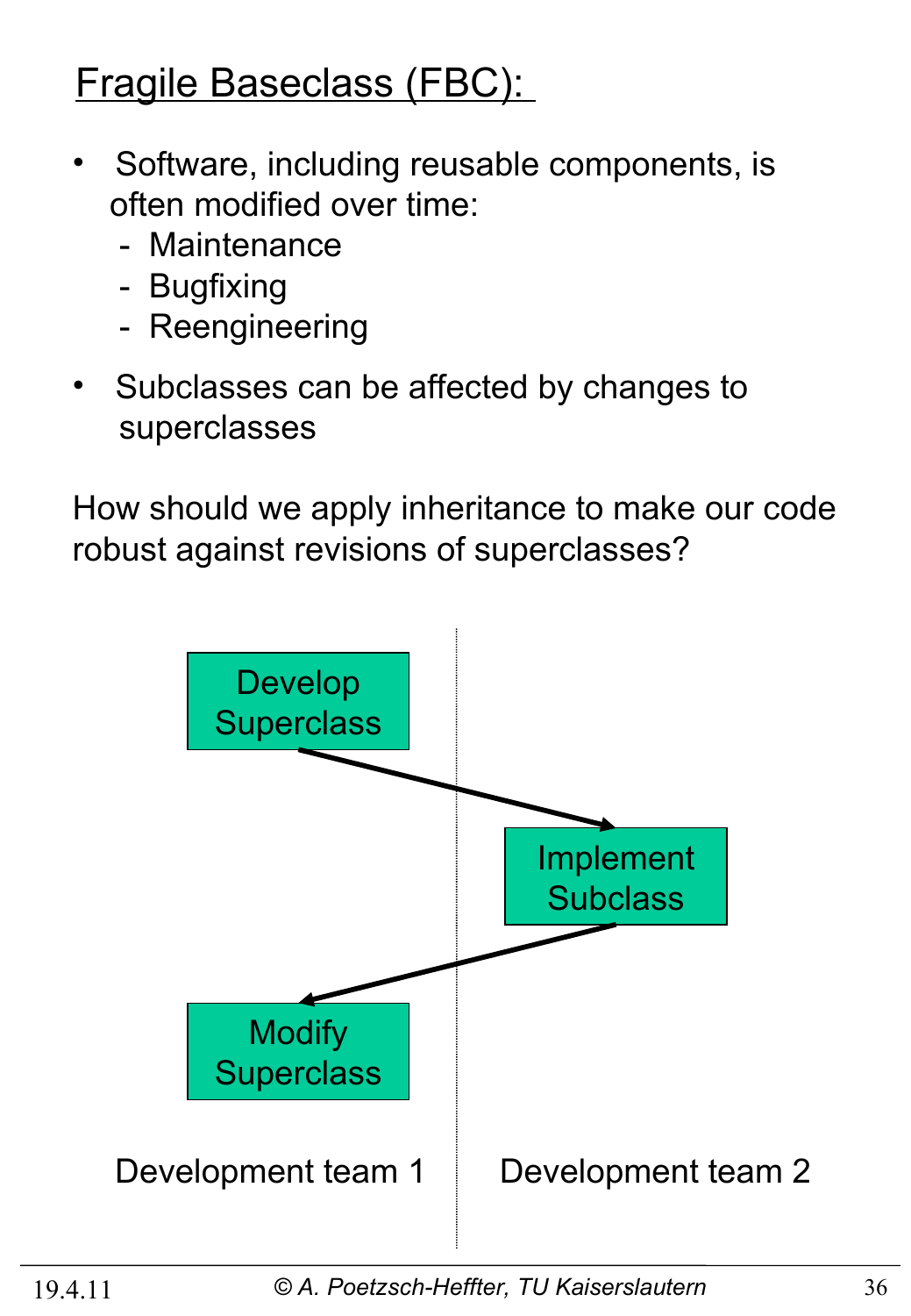# Fragile Baseclass (FBC):

- Software, including reusable components, is often modified over time:
  - Maintenance
  - Bugfixing
  - Reengineering
- Subclasses can be affected by changes to superclasses

How should we apply inheritance to make our code robust against revisions of superclasses?

Develop Superclass

Implement Subclass

Modify Superclass

Development team 1

Development team 2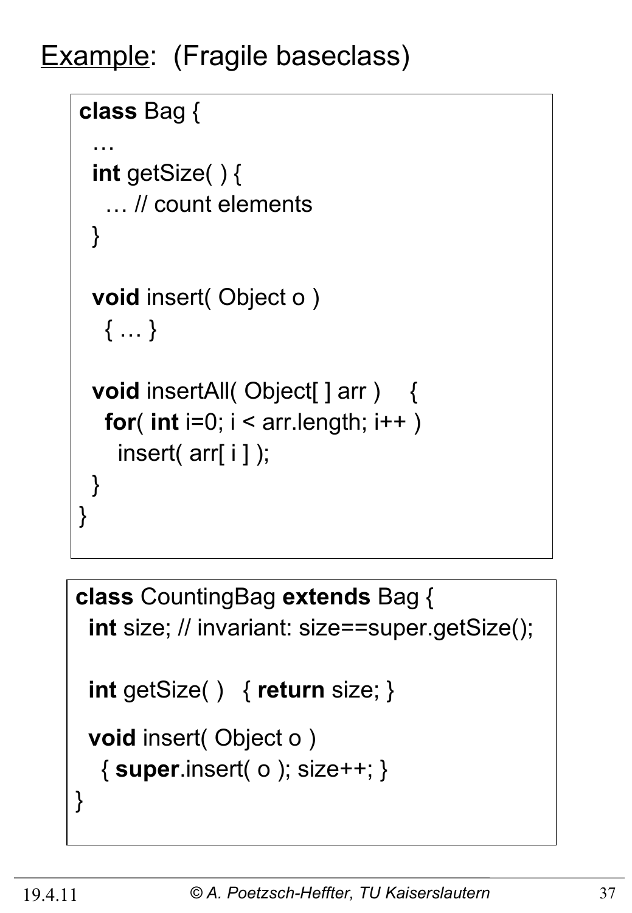Example: (Fragile baseclass)

```
class Bag {
  …
  int getSize( ) {
    … // count elements
  }

  void insert( Object o )
    { … }

  void insertAll( Object[ ] arr )    {
    for( int i=0; i < arr.length; i++ )
      insert( arr[ i ] );
  }
}
```

```
class CountingBag extends Bag {
  int size; // invariant: size==super.getSize();

  int getSize( )   { return size; }

  void insert( Object o )
    { super.insert( o ); size++; }
}
```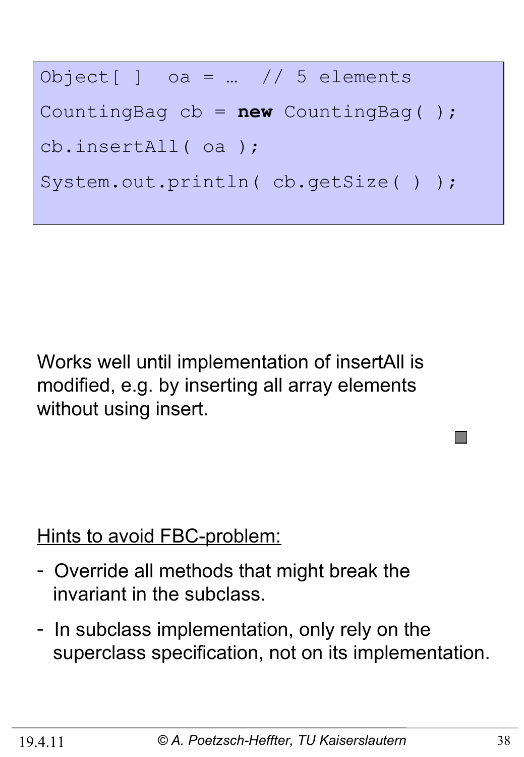```java
Object[ ]  oa = …  // 5 elements
CountingBag cb = new CountingBag( );
cb.insertAll( oa );
System.out.println( cb.getSize( ) );
```

Works well until implementation of insertAll is modified, e.g. by inserting all array elements without using insert.

<u>Hints to avoid FBC-problem:</u>

- Override all methods that might break the invariant in the subclass.
- In subclass implementation, only rely on the superclass specification, not on its implementation.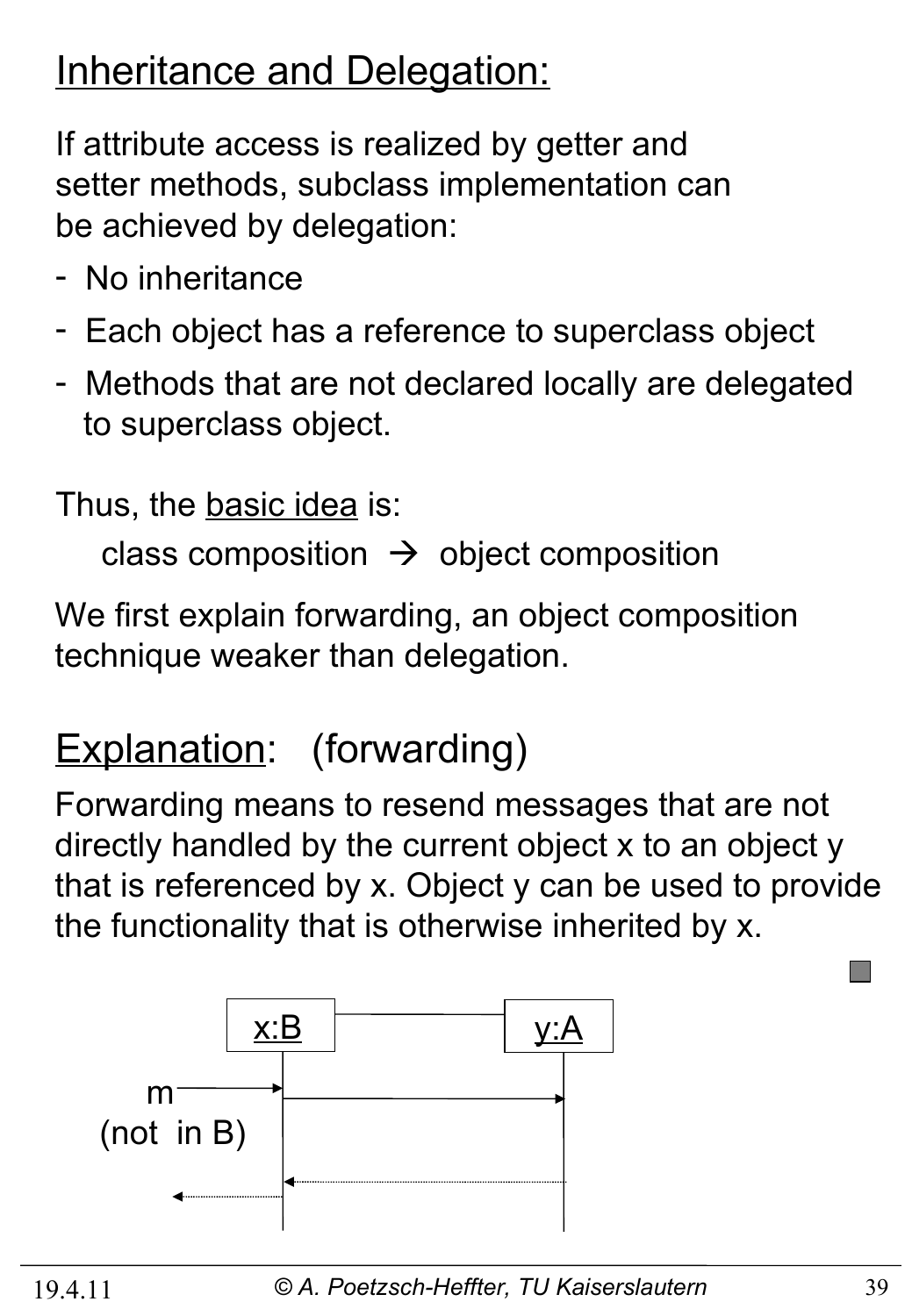# Inheritance and Delegation:

If attribute access is realized by getter and setter methods, subclass implementation can be achieved by delegation:

- No inheritance
- Each object has a reference to superclass object
- Methods that are not declared locally are delegated to superclass object.

Thus, the basic idea is:

class composition → object composition

We first explain forwarding, an object composition technique weaker than delegation.

## Explanation: (forwarding)

Forwarding means to resend messages that are not directly handled by the current object x to an object y that is referenced by x. Object y can be used to provide the functionality that is otherwise inherited by x.

x:B    y:A

m
(not in B)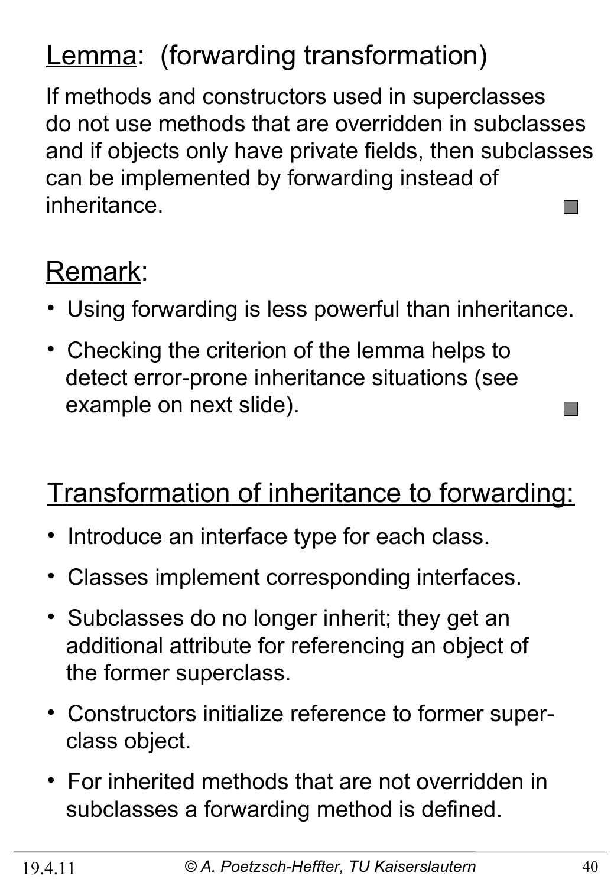## Lemma: (forwarding transformation)

If methods and constructors used in superclasses do not use methods that are overridden in subclasses and if objects only have private fields, then subclasses can be implemented by forwarding instead of inheritance.

## Remark:

- Using forwarding is less powerful than inheritance.
- Checking the criterion of the lemma helps to detect error-prone inheritance situations (see example on next slide).

## Transformation of inheritance to forwarding:

- Introduce an interface type for each class.
- Classes implement corresponding interfaces.
- Subclasses do no longer inherit; they get an additional attribute for referencing an object of the former superclass.
- Constructors initialize reference to former superclass object.
- For inherited methods that are not overridden in subclasses a forwarding method is defined.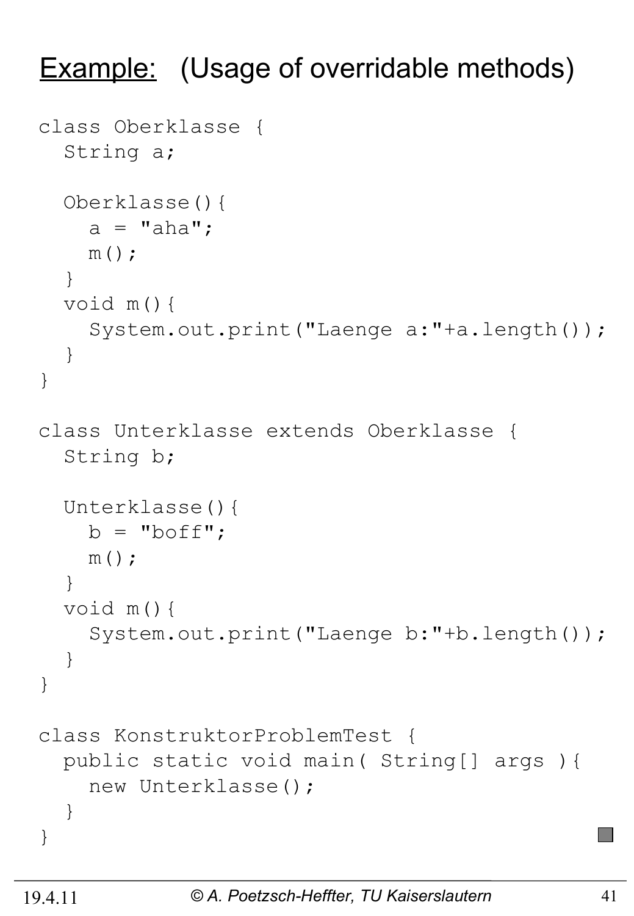## <u>Example:</u> (Usage of overridable methods)

```
class Oberklasse {
  String a;

  Oberklasse(){
    a = "aha";
    m();
  }
  void m(){
    System.out.print("Laenge a:"+a.length());
  }
}

class Unterklasse extends Oberklasse {
  String b;

  Unterklasse(){
    b = "boff";
    m();
  }
  void m(){
    System.out.print("Laenge b:"+b.length());
  }
}

class KonstruktorProblemTest {
  public static void main( String[] args ){
    new Unterklasse();
  }
}
```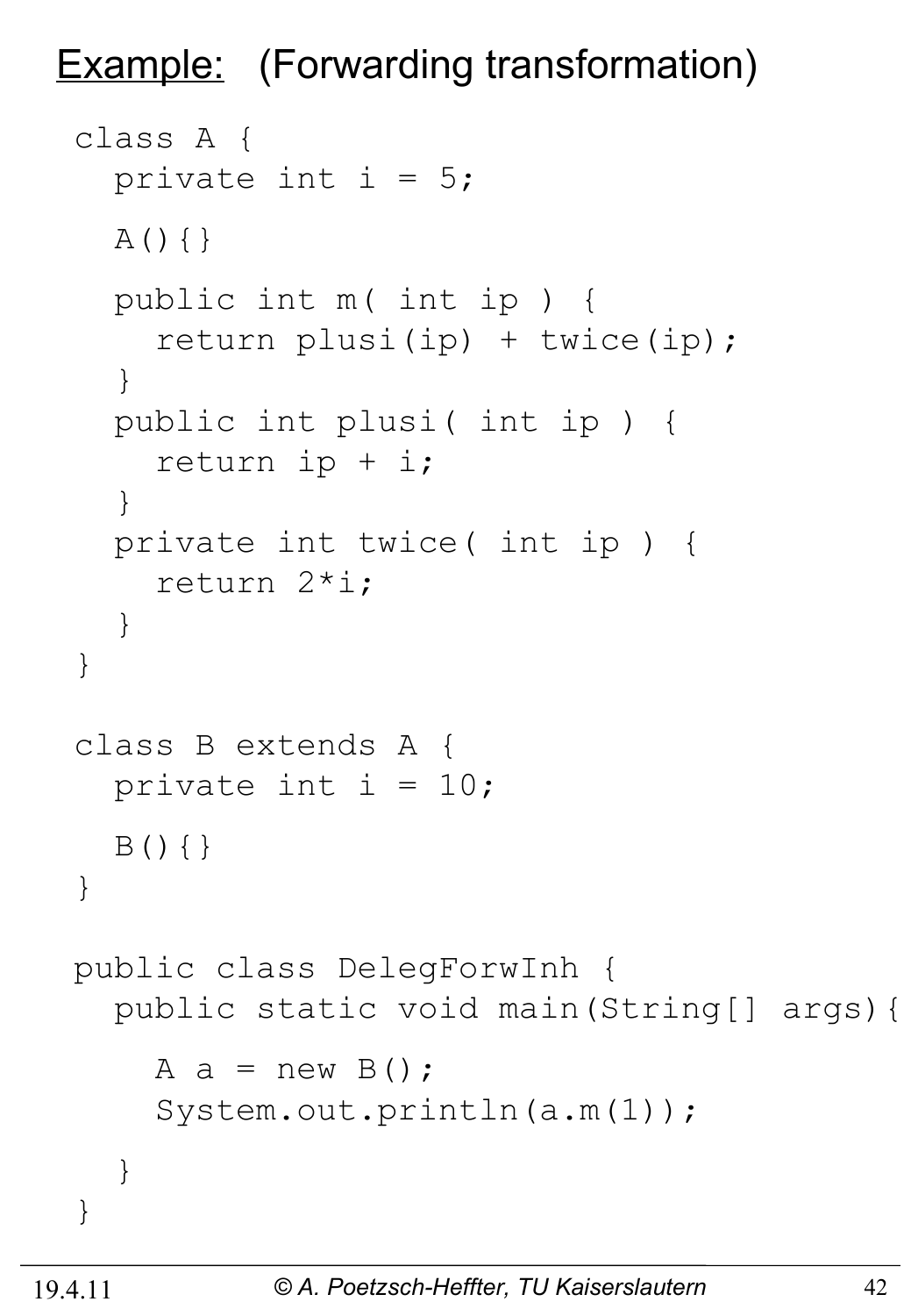# Example: (Forwarding transformation)

```
class A {
  private int i = 5;

  A(){}

  public int m( int ip ) {
    return plusi(ip) + twice(ip);
  }
  public int plusi( int ip ) {
    return ip + i;
  }
  private int twice( int ip ) {
    return 2*i;
  }
}

class B extends A {
  private int i = 10;

  B(){}
}

public class DelegForwInh {
  public static void main(String[] args){

    A a = new B();
    System.out.println(a.m(1));

  }
}
```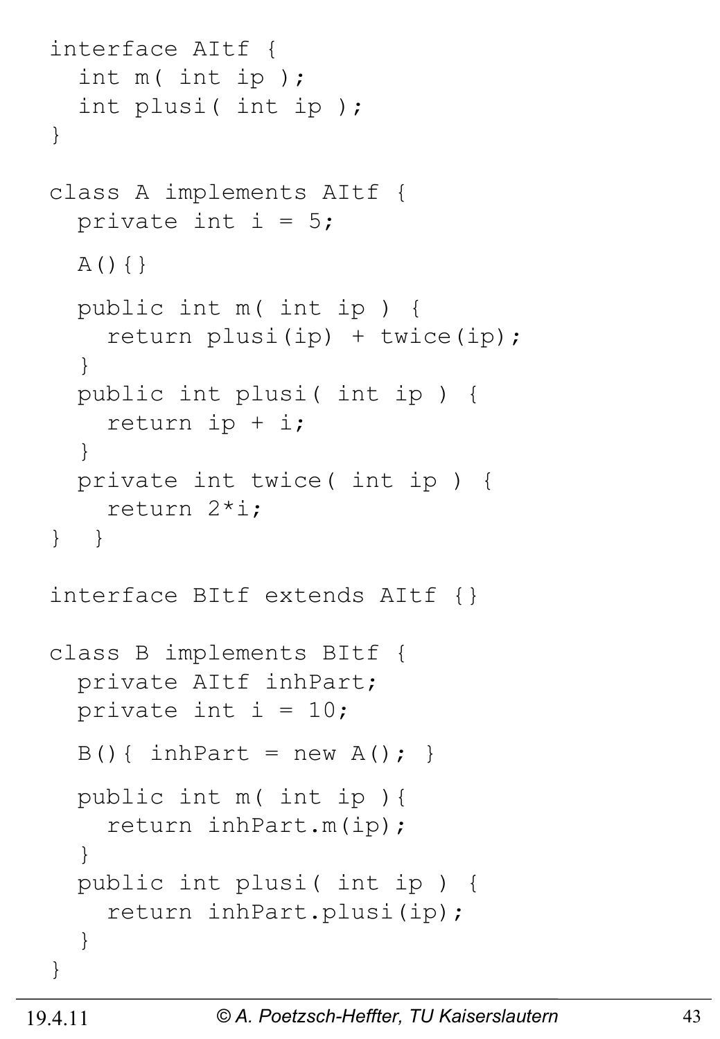```
interface AItf {
  int m( int ip );
  int plusi( int ip );
}

class A implements AItf {
  private int i = 5;

  A(){}

  public int m( int ip ) {
    return plusi(ip) + twice(ip);
  }
  public int plusi( int ip ) {
    return ip + i;
  }
  private int twice( int ip ) {
    return 2*i;
} }

interface BItf extends AItf {}

class B implements BItf {
  private AItf inhPart;
  private int i = 10;

  B(){ inhPart = new A(); }

  public int m( int ip ){
    return inhPart.m(ip);
  }
  public int plusi( int ip ) {
    return inhPart.plusi(ip);
  }
}
```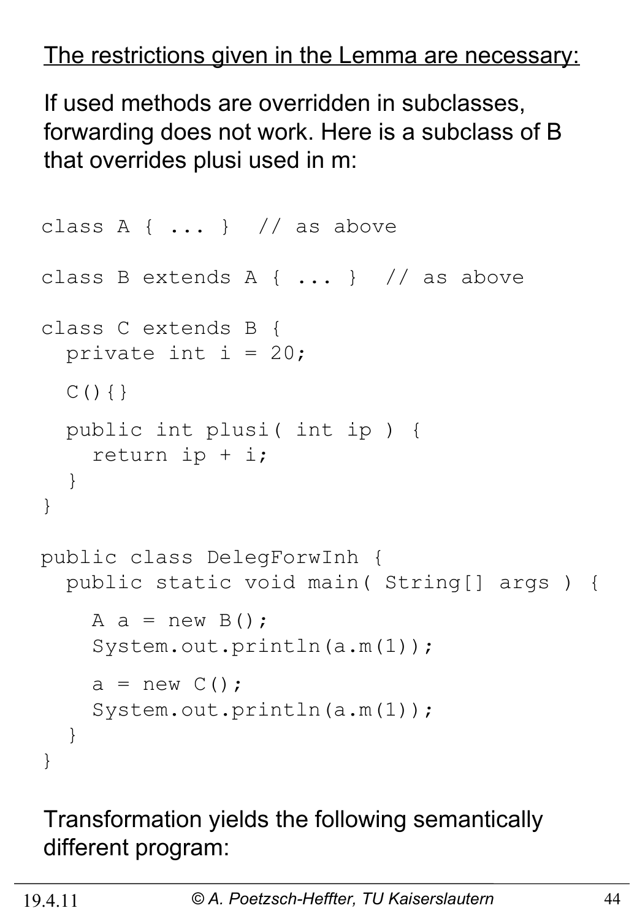The restrictions given in the Lemma are necessary:

If used methods are overridden in subclasses, forwarding does not work. Here is a subclass of B that overrides plusi used in m:

```
class A { ... }  // as above

class B extends A { ... }  // as above

class C extends B {
  private int i = 20;

  C(){}

  public int plusi( int ip ) {
    return ip + i;
  }
}

public class DelegForwInh {
  public static void main( String[] args ) {

    A a = new B();
    System.out.println(a.m(1));

    a = new C();
    System.out.println(a.m(1));
  }
}
```

Transformation yields the following semantically different program: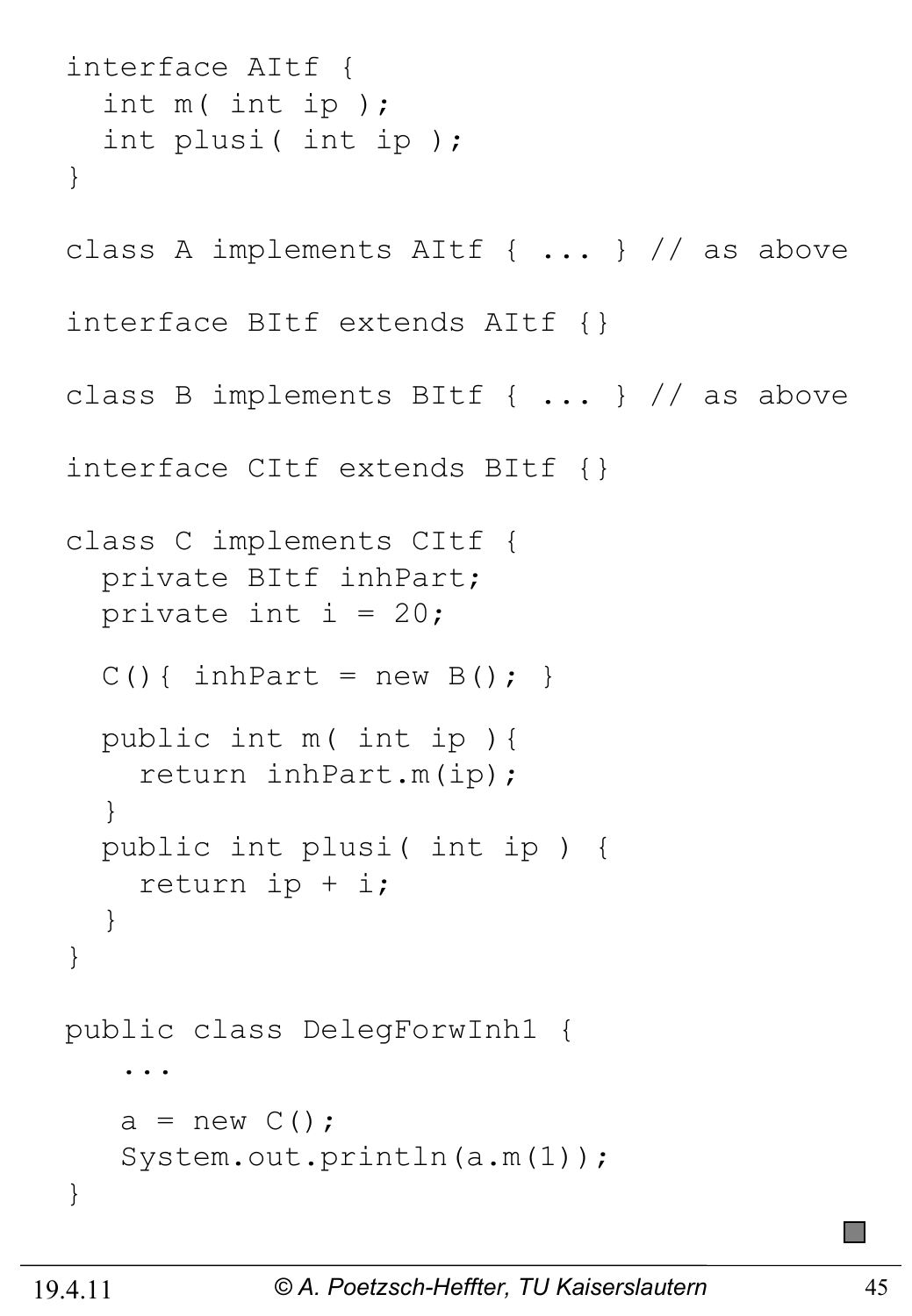```
interface AItf {
  int m( int ip );
  int plusi( int ip );
}

class A implements AItf { ... } // as above

interface BItf extends AItf {}

class B implements BItf { ... } // as above

interface CItf extends BItf {}

class C implements CItf {
  private BItf inhPart;
  private int i = 20;

  C(){ inhPart = new B(); }

  public int m( int ip ){
    return inhPart.m(ip);
  }
  public int plusi( int ip ) {
    return ip + i;
  }
}

public class DelegForwInh1 {
   ...

   a = new C();
   System.out.println(a.m(1));
}
```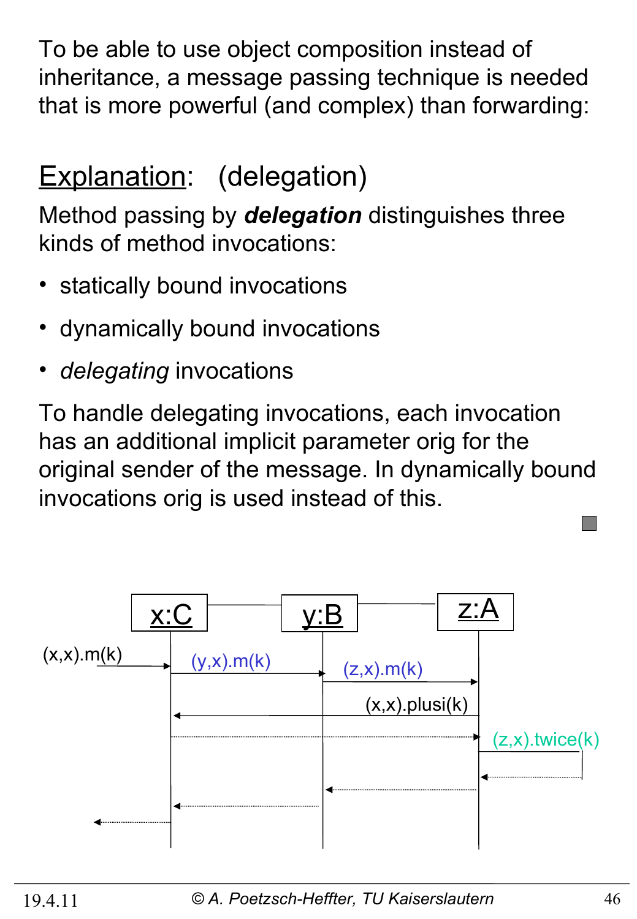To be able to use object composition instead of inheritance, a message passing technique is needed that is more powerful (and complex) than forwarding:

## Explanation: (delegation)

Method passing by ***delegation*** distinguishes three kinds of method invocations:

- statically bound invocations
- dynamically bound invocations
- *delegating* invocations

To handle delegating invocations, each invocation has an additional implicit parameter orig for the original sender of the message. In dynamically bound invocations orig is used instead of this.

x:C y:B z:A

(x,x).m(k)

(y,x).m(k)

(z,x).m(k)

(x,x).plusi(k)

(z,x).twice(k)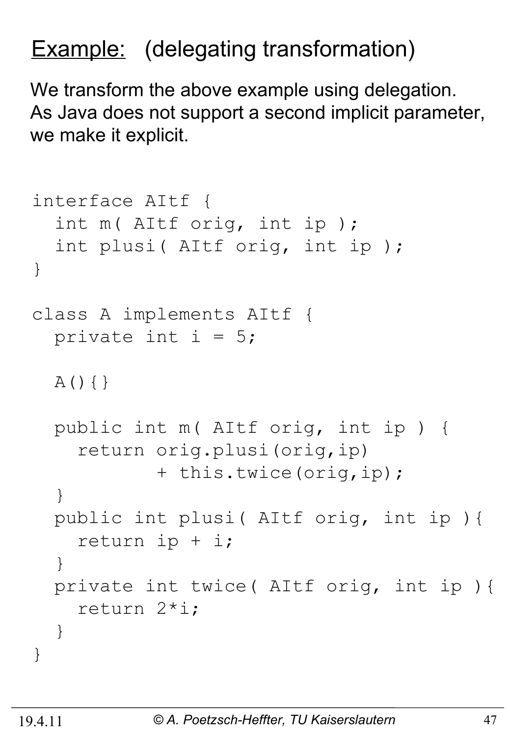## <u>Example:</u> (delegating transformation)

We transform the above example using delegation. As Java does not support a second implicit parameter, we make it explicit.

```
interface AItf {
  int m( AItf orig, int ip );
  int plusi( AItf orig, int ip );
}

class A implements AItf {
  private int i = 5;

  A(){}

  public int m( AItf orig, int ip ) {
    return orig.plusi(orig,ip)
           + this.twice(orig,ip);
  }
  public int plusi( AItf orig, int ip ){
    return ip + i;
  }
  private int twice( AItf orig, int ip ){
    return 2*i;
  }
}
```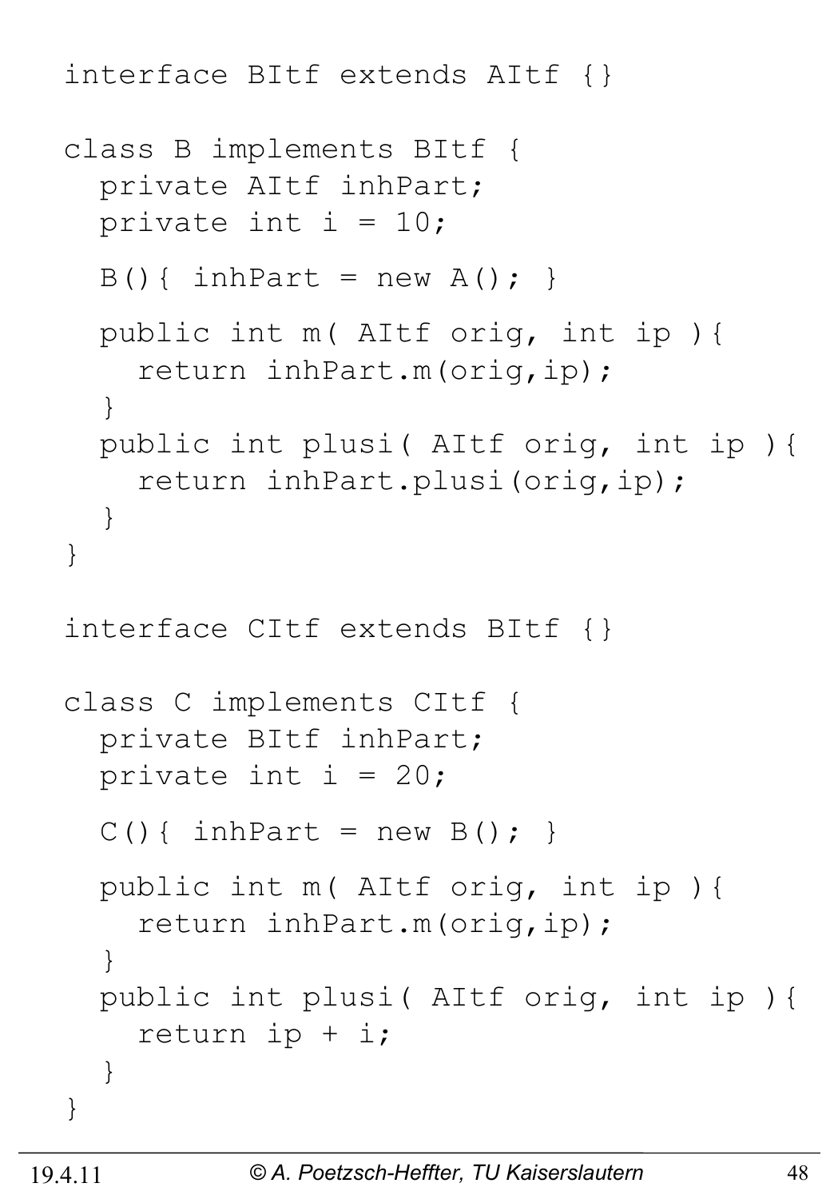```
interface BItf extends AItf {}

class B implements BItf {
  private AItf inhPart;
  private int i = 10;

  B(){ inhPart = new A(); }

  public int m( AItf orig, int ip ){
    return inhPart.m(orig,ip);
  }
  public int plusi( AItf orig, int ip ){
    return inhPart.plusi(orig,ip);
  }
}

interface CItf extends BItf {}

class C implements CItf {
  private BItf inhPart;
  private int i = 20;

  C(){ inhPart = new B(); }

  public int m( AItf orig, int ip ){
    return inhPart.m(orig,ip);
  }
  public int plusi( AItf orig, int ip ){
    return ip + i;
  }
}
```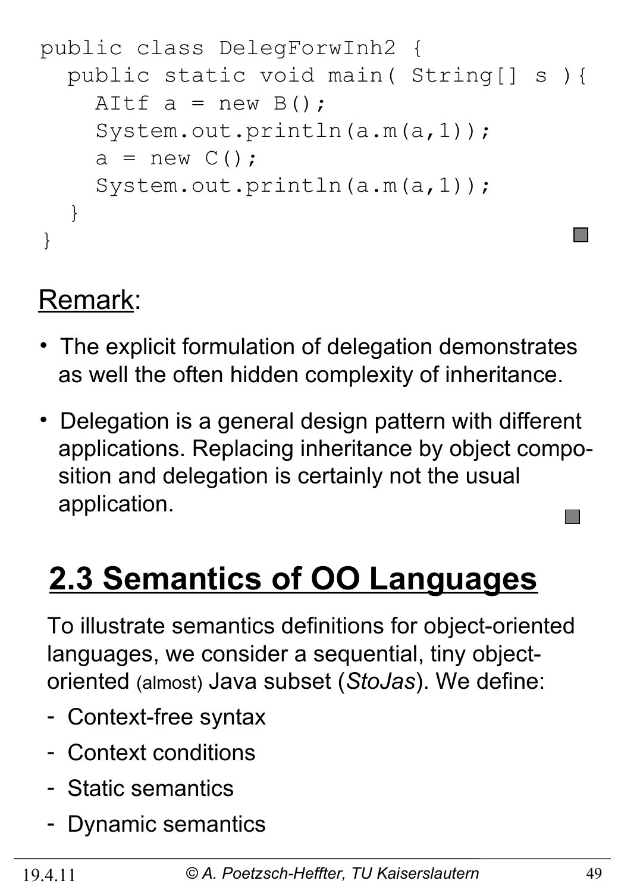```java
public class DelegForwInh2 {
  public static void main( String[] s ){
    AItf a = new B();
    System.out.println(a.m(a,1));
    a = new C();
    System.out.println(a.m(a,1));
  }
}
```

Remark:

- The explicit formulation of delegation demonstrates as well the often hidden complexity of inheritance.
- Delegation is a general design pattern with different applications. Replacing inheritance by object composition and delegation is certainly not the usual application.

# 2.3 Semantics of OO Languages

To illustrate semantics definitions for object-oriented languages, we consider a sequential, tiny object-oriented (almost) Java subset (*StoJas*). We define:

- Context-free syntax
- Context conditions
- Static semantics
- Dynamic semantics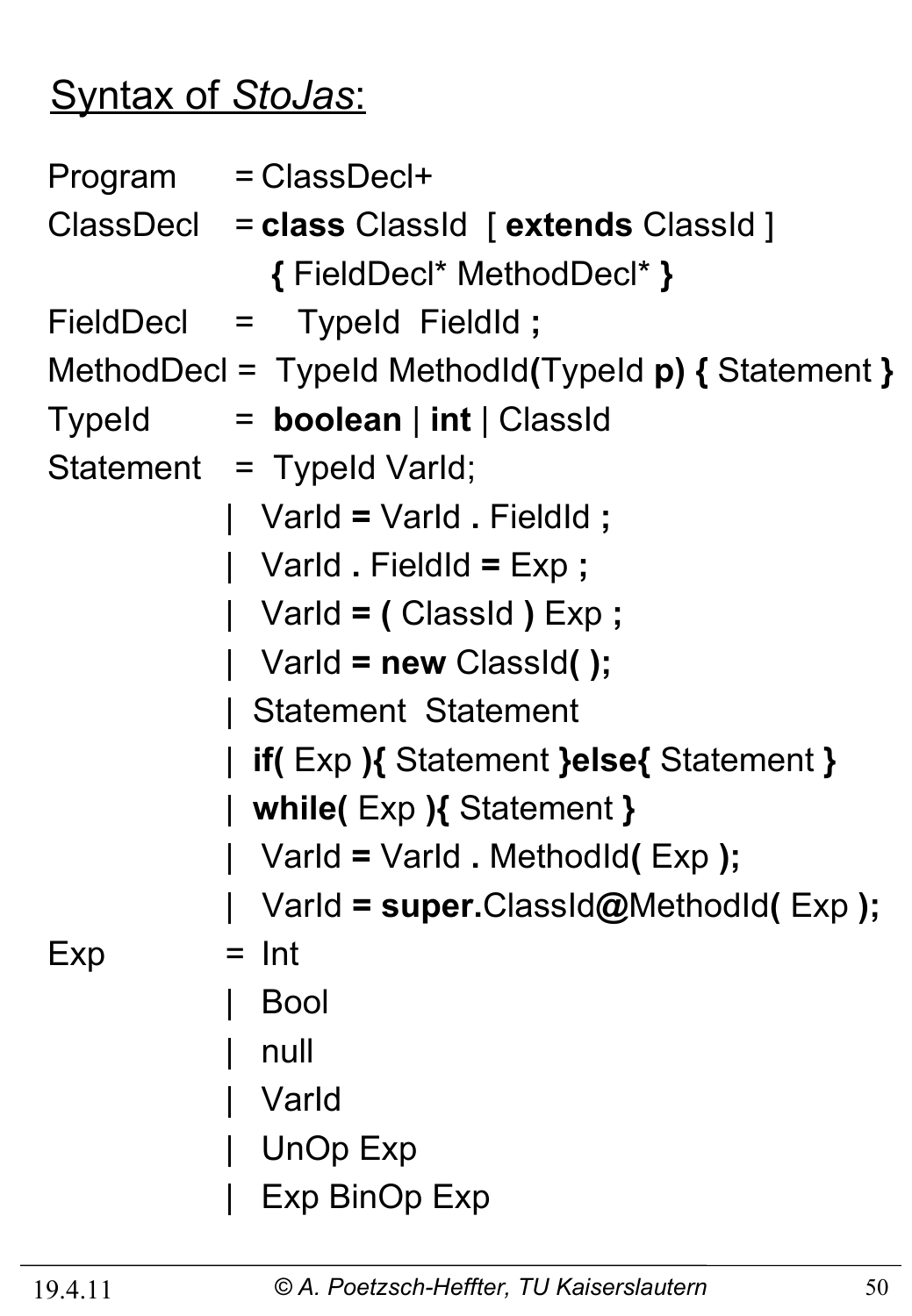## Syntax of *StoJas*:

```
Program    = ClassDecl+
ClassDecl  = class ClassId  [ extends ClassId ]
               { FieldDecl* MethodDecl* }
FieldDecl  =   TypeId  FieldId ;
MethodDecl =  TypeId MethodId(TypeId p) { Statement }
TypeId     =  boolean | int | ClassId
Statement  =  TypeId VarId;
           |  VarId = VarId . FieldId ;
           |  VarId . FieldId = Exp ;
           |  VarId = ( ClassId ) Exp ;
           |  VarId = new ClassId( );
           | Statement  Statement
           | if( Exp ){ Statement }else{ Statement }
           | while( Exp ){ Statement }
           |  VarId = VarId . MethodId( Exp );
           |  VarId = super.ClassId@MethodId( Exp );
Exp        =  Int
           |  Bool
           |  null
           |  VarId
           |  UnOp Exp
           |  Exp BinOp Exp
```

19.4.11 © A. Poetzsch-Heffter, TU Kaiserslautern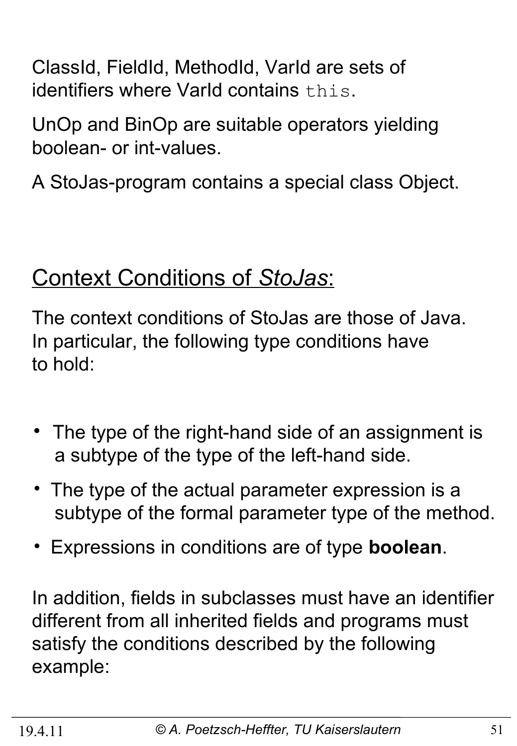ClassId, FieldId, MethodId, VarId are sets of identifiers where VarId contains `this`.

UnOp and BinOp are suitable operators yielding boolean- or int-values.

A StoJas-program contains a special class Object.

## Context Conditions of *StoJas*:

The context conditions of StoJas are those of Java. In particular, the following type conditions have to hold:

- The type of the right-hand side of an assignment is a subtype of the type of the left-hand side.
- The type of the actual parameter expression is a subtype of the formal parameter type of the method.
- Expressions in conditions are of type **boolean**.

In addition, fields in subclasses must have an identifier different from all inherited fields and programs must satisfy the conditions described by the following example: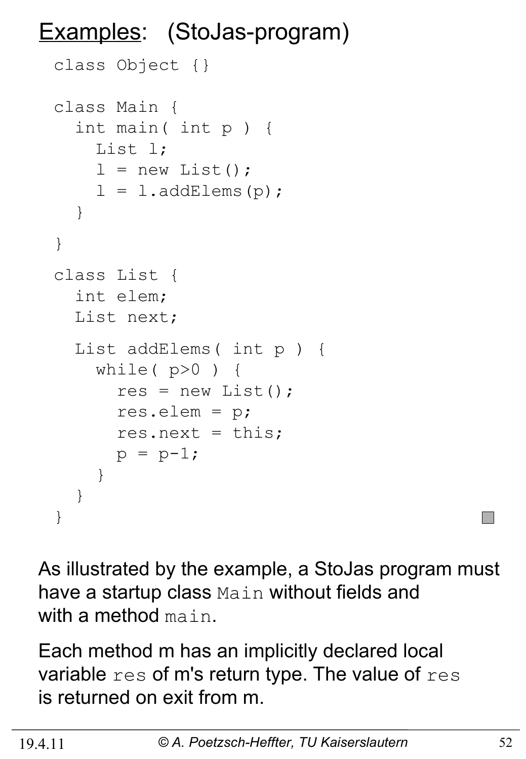# Examples: (StoJas-program)

```
class Object {}

class Main {
  int main( int p ) {
    List l;
    l = new List();
    l = l.addElems(p);
  }

}

class List {
  int elem;
  List next;

  List addElems( int p ) {
    while( p>0 ) {
      res = new List();
      res.elem = p;
      res.next = this;
      p = p-1;
    }
  }
}
```

As illustrated by the example, a StoJas program must have a startup class `Main` without fields and with a method `main`.

Each method m has an implicitly declared local variable `res` of m's return type. The value of `res` is returned on exit from m.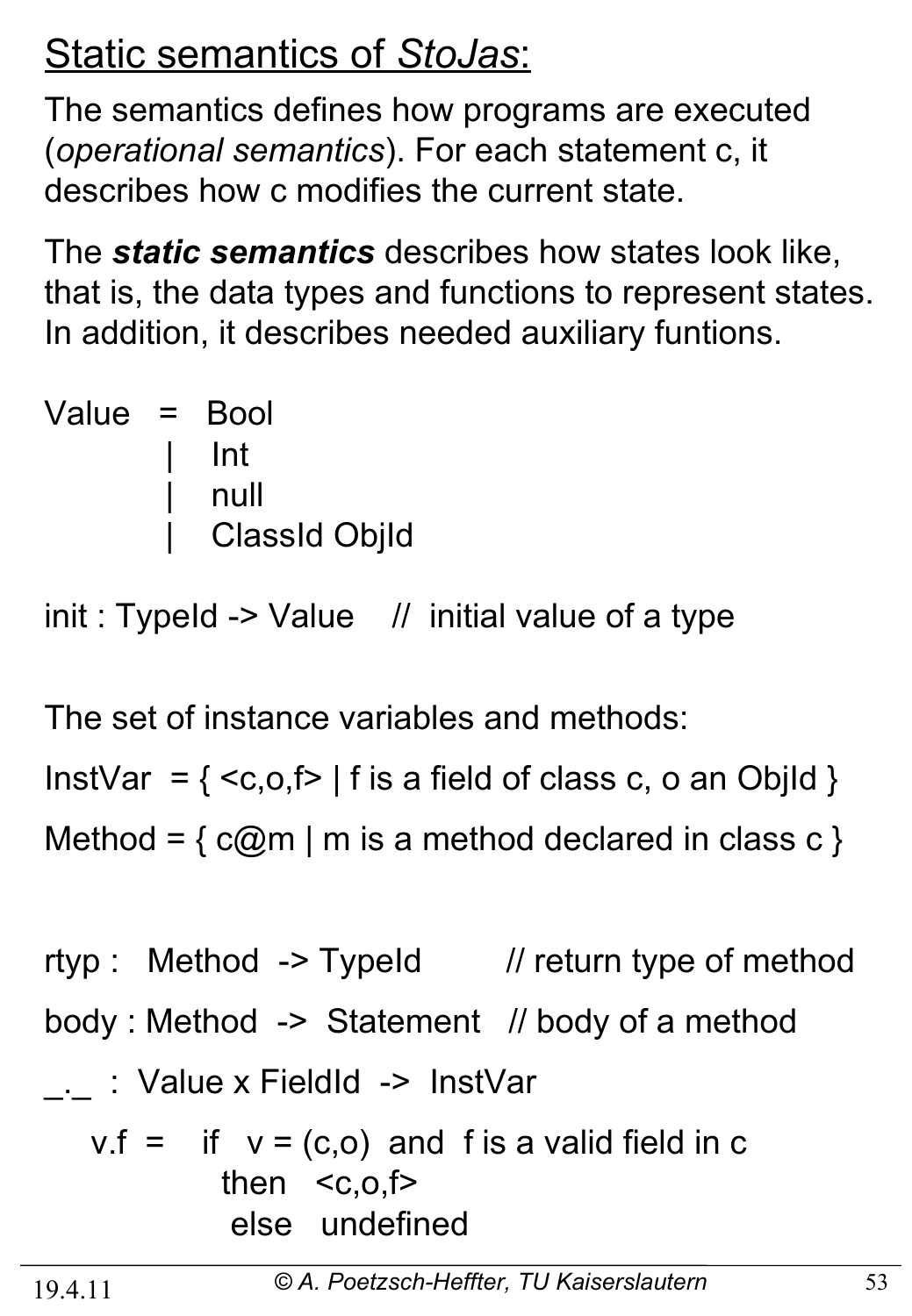# Static semantics of *StoJas*:

The semantics defines how programs are executed (*operational semantics*). For each statement c, it describes how c modifies the current state.

The ***static semantics*** describes how states look like, that is, the data types and functions to represent states. In addition, it describes needed auxiliary funtions.

```
Value  =   Bool
         |   Int
         |   null
         |   ClassId ObjId
```

init : TypeId -> Value    //  initial value of a type

The set of instance variables and methods:

InstVar  = { <c,o,f> | f is a field of class c, o an ObjId }

Method = { c@m | m is a method declared in class c }

```
rtyp :   Method  -> TypeId         // return type of method

body : Method  ->  Statement   // body of a method

_._  :  Value x FieldId  ->  InstVar

    v.f  =    if   v = (c,o)  and  f is a valid field in c
                then   <c,o,f>
                 else   undefined
```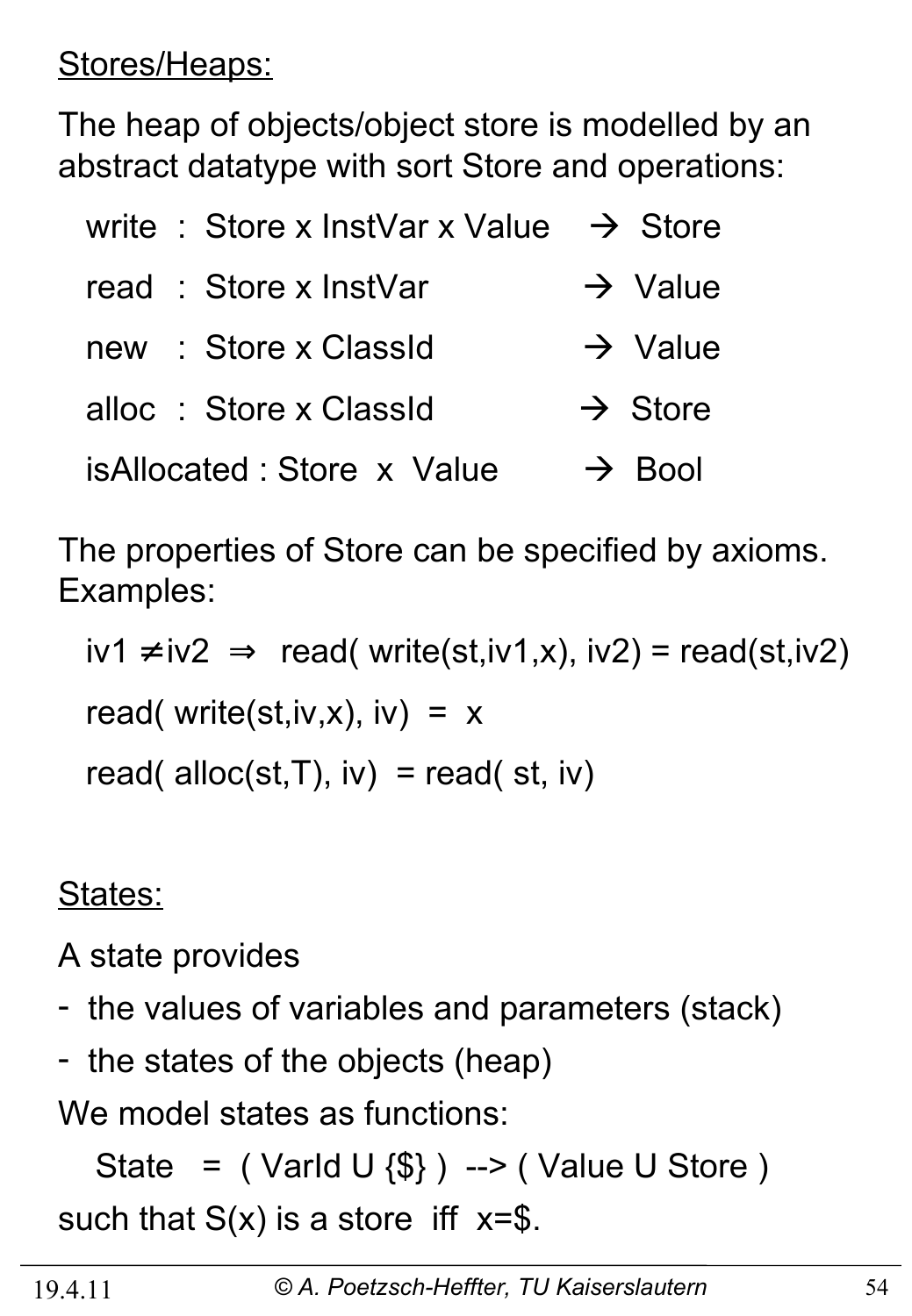Stores/Heaps:

The heap of objects/object store is modelled by an abstract datatype with sort Store and operations:

- write : Store x InstVar x Value → Store
- read : Store x InstVar → Value
- new : Store x ClassId → Value
- alloc : Store x ClassId → Store
- isAllocated : Store x Value → Bool

The properties of Store can be specified by axioms. Examples:

$iv1 \neq iv2 \Rightarrow read(write(st,iv1,x), iv2) = read(st,iv2)$

$read(write(st,iv,x), iv) = x$

$read(alloc(st,T), iv) = read(st, iv)$

States:

A state provides

- the values of variables and parameters (stack)
- the states of the objects (heap)

We model states as functions:

State = ( VarId U {$} ) --> ( Value U Store )

such that S(x) is a store iff x=$.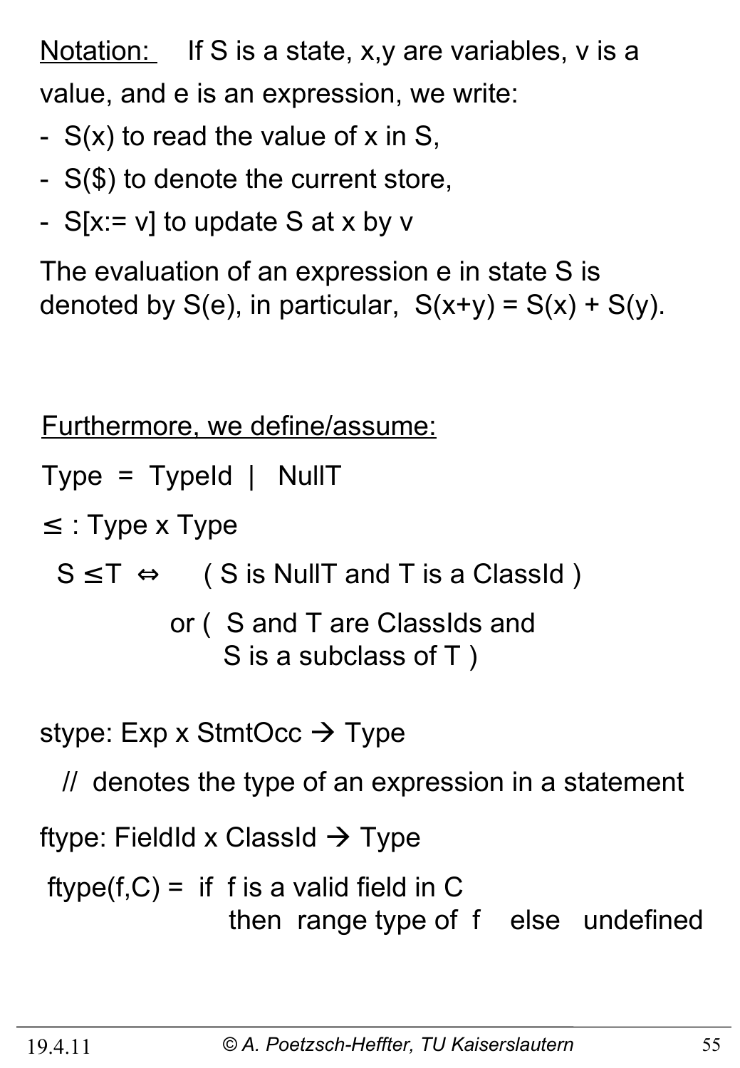<u>Notation:</u> If S is a state, x,y are variables, v is a value, and e is an expression, we write:

- S(x) to read the value of x in S,
- S($) to denote the current store,
- S[x:= v] to update S at x by v

The evaluation of an expression e in state S is denoted by S(e), in particular, S(x+y) = S(x) + S(y).

<u>Furthermore, we define/assume:</u>

Type = TypeId | NullT

$\leq$ : Type x Type

S $\leq$ T $\Leftrightarrow$ ( S is NullT and T is a ClassId )
or ( S and T are ClassIds and S is a subclass of T )

stype: Exp x StmtOcc $\rightarrow$ Type

// denotes the type of an expression in a statement

ftype: FieldId x ClassId $\rightarrow$ Type

ftype(f,C) = if f is a valid field in C
then range type of f else undefined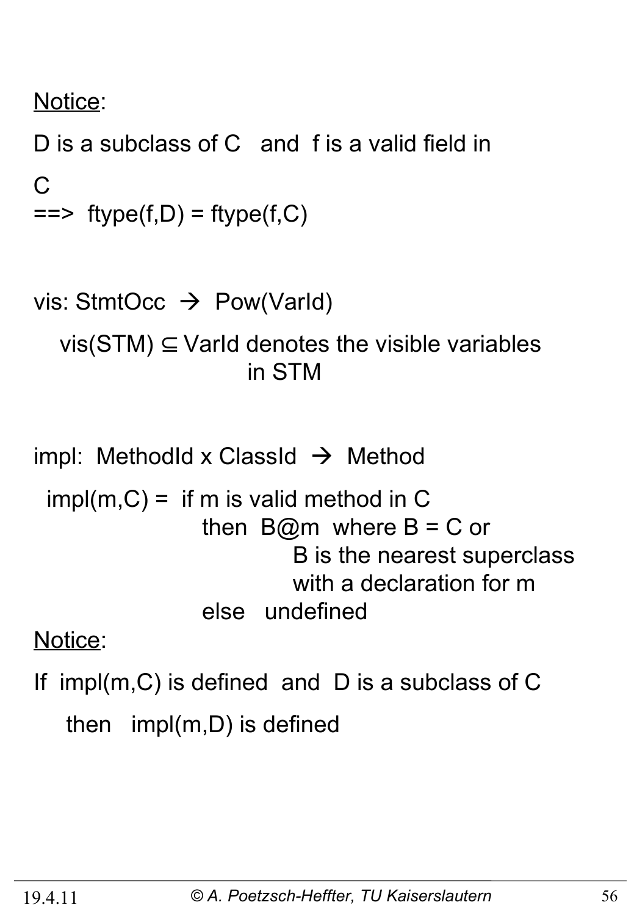Notice:

D is a subclass of C and f is a valid field in C
==> ftype(f,D) = ftype(f,C)

vis: StmtOcc → Pow(VarId)

vis(STM) ⊆ VarId denotes the visible variables in STM

impl: MethodId x ClassId → Method

impl(m,C) = if m is valid method in C
then B@m where B = C or
B is the nearest superclass
with a declaration for m
else undefined

Notice:

If impl(m,C) is defined and D is a subclass of C
then impl(m,D) is defined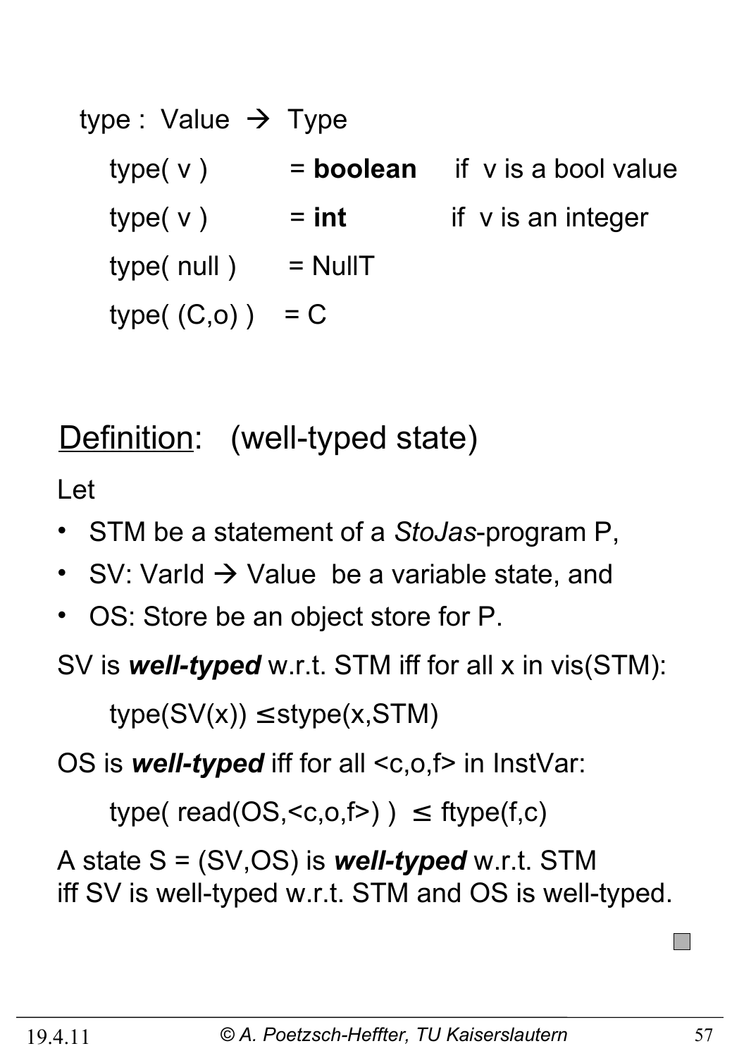type : Value → Type

type( v ) = **boolean** if v is a bool value

type( v ) = **int** if v is an integer

type( null ) = NullT

type( (C,o) ) = C

<u>Definition</u>: (well-typed state)

Let

- STM be a statement of a *StoJas*-program P,
- SV: VarId → Value be a variable state, and
- OS: Store be an object store for P.

SV is ***well-typed*** w.r.t. STM iff for all x in vis(STM):

type(SV(x)) ≤ stype(x,STM)

OS is ***well-typed*** iff for all <c,o,f> in InstVar:

type( read(OS,<c,o,f>) ) ≤ ftype(f,c)

A state S = (SV,OS) is ***well-typed*** w.r.t. STM
iff SV is well-typed w.r.t. STM and OS is well-typed.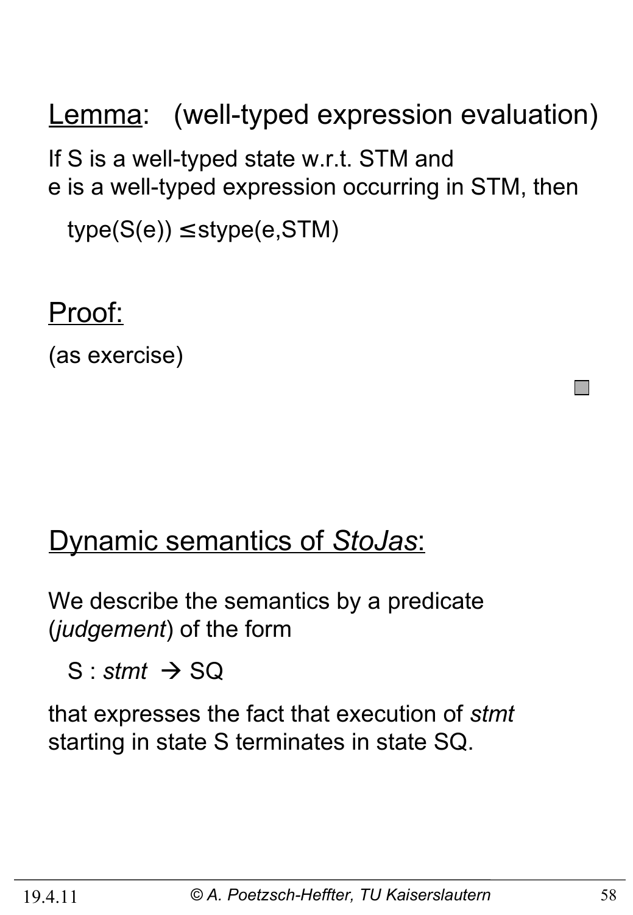## Lemma: (well-typed expression evaluation)

If S is a well-typed state w.r.t. STM and
e is a well-typed expression occurring in STM, then

type(S(e)) ≤ stype(e,STM)

## Proof:

(as exercise)

□

## Dynamic semantics of *StoJas*:

We describe the semantics by a predicate (*judgement*) of the form

S : *stmt* → SQ

that expresses the fact that execution of *stmt* starting in state S terminates in state SQ.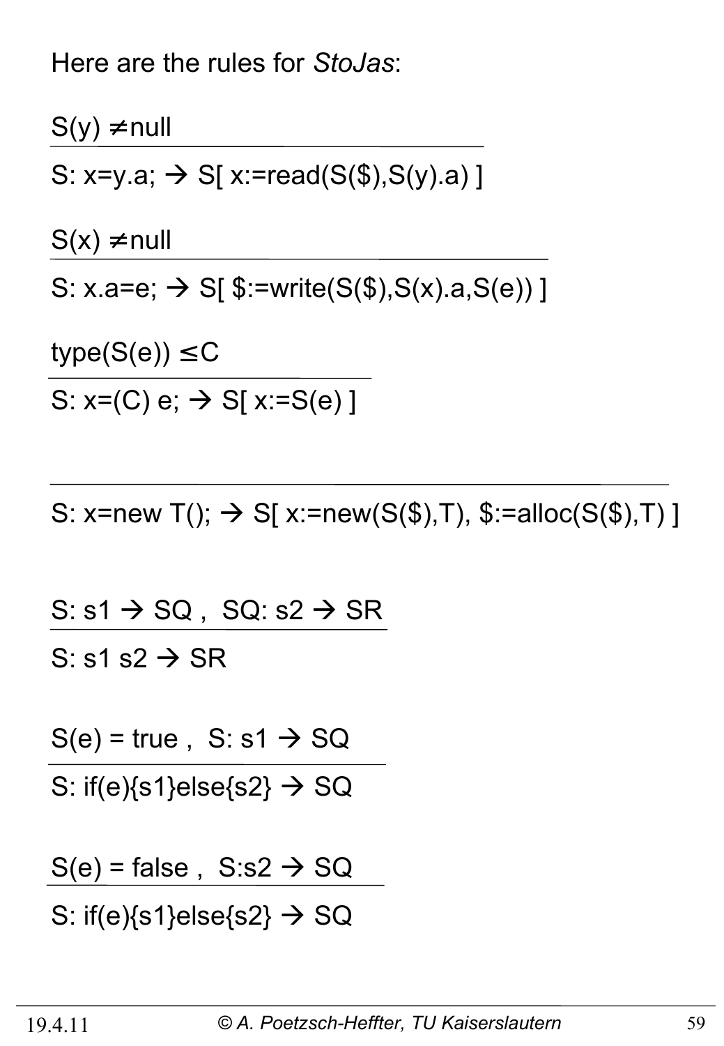Here are the rules for *StoJas*:

$$\frac{S(y) \neq \text{null}}{S:\ x=y.a;\ \rightarrow\ S[\ x:=\text{read}(S(\$),S(y).a)\ ]}$$

$$\frac{S(x) \neq \text{null}}{S:\ x.a=e;\ \rightarrow\ S[\ \$:=\text{write}(S(\$),S(x).a,S(e))\ ]}$$

$$\frac{\text{type}(S(e)) \leq C}{S:\ x=(C)\ e;\ \rightarrow\ S[\ x:=S(e)\ ]}$$

$$\frac{}{S:\ x=\text{new}\ T();\ \rightarrow\ S[\ x:=\text{new}(S(\$),T),\ \$:=\text{alloc}(S(\$),T)\ ]}$$

$$\frac{S:\ s1 \rightarrow SQ\ ,\ \ SQ:\ s2 \rightarrow SR}{S:\ s1\ s2 \rightarrow SR}$$

$$\frac{S(e) = \text{true}\ ,\ \ S:\ s1 \rightarrow SQ}{S:\ \text{if}(e)\{s1\}\text{else}\{s2\} \rightarrow SQ}$$

$$\frac{S(e) = \text{false}\ ,\ \ S{:}s2 \rightarrow SQ}{S:\ \text{if}(e)\{s1\}\text{else}\{s2\} \rightarrow SQ}$$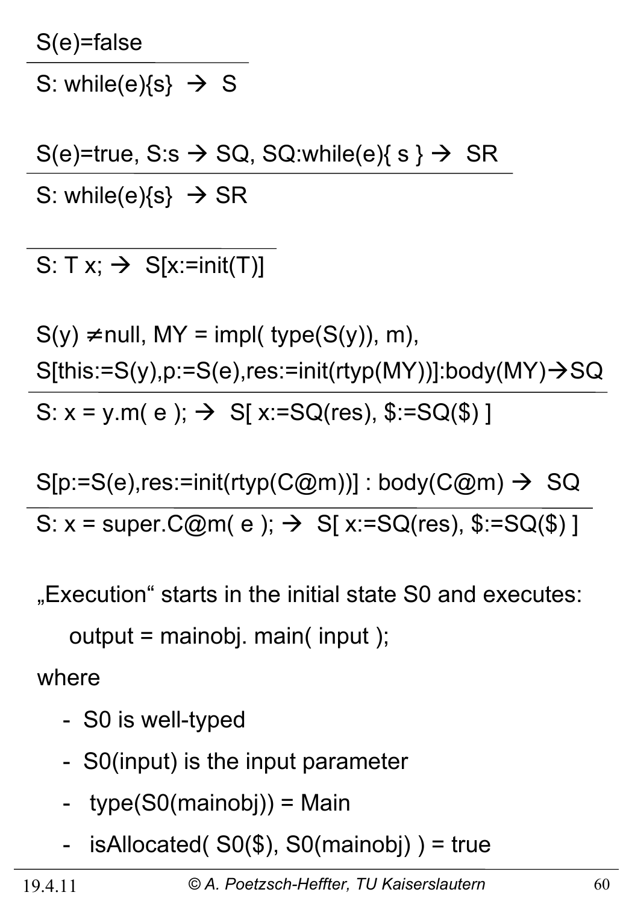$$\frac{S(e)=\text{false}}{S:\ \text{while}(e)\{s\}\ \rightarrow\ S}$$

$$\frac{S(e)=\text{true},\ S:s\ \rightarrow\ SQ,\ SQ:\text{while}(e)\{\ s\ \}\ \rightarrow\ SR}{S:\ \text{while}(e)\{s\}\ \rightarrow\ SR}$$

$$\frac{}{S:\ T\ x;\ \rightarrow\ S[x:=\text{init}(T)]}$$

$$\frac{S(y) \neq \text{null},\ MY = \text{impl}(\ \text{type}(S(y)),\ m),\quad S[\text{this}:=S(y),p:=S(e),\text{res}:=\text{init}(\text{rtyp}(MY))]:\text{body}(MY)\rightarrow SQ}{S:\ x = y.m(\ e\ );\ \rightarrow\ S[\ x:=SQ(\text{res}),\ \$:=SQ(\$)\ ]}$$

$$\frac{S[p:=S(e),\text{res}:=\text{init}(\text{rtyp}(C@m))]\ :\ \text{body}(C@m)\ \rightarrow\ SQ}{S:\ x = \text{super}.C@m(\ e\ );\ \rightarrow\ S[\ x:=SQ(\text{res}),\ \$:=SQ(\$)\ ]}$$

„Execution" starts in the initial state S0 and executes:

```
output = mainobj. main( input );
```

where

- S0 is well-typed
- S0(input) is the input parameter
- type(S0(mainobj)) = Main
- isAllocated( S0($), S0(mainobj) ) = true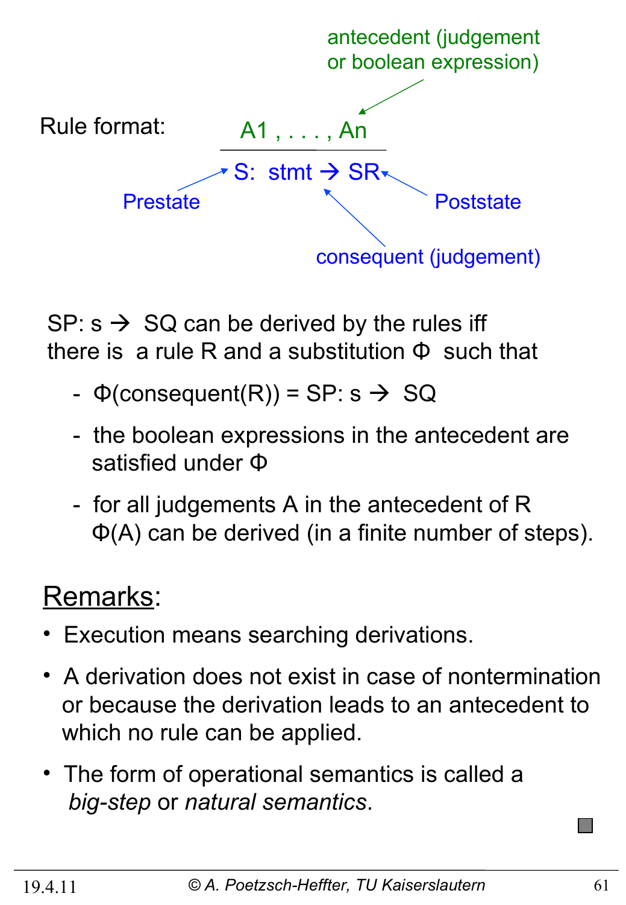Rule format:

antecedent (judgement or boolean expression)

$$\frac{A1, \ldots, An}{S:\ stmt \rightarrow SR}$$

Prestate

Poststate

consequent (judgement)

SP: s → SQ can be derived by the rules iff there is a rule R and a substitution Φ such that

- Φ(consequent(R)) = SP: s → SQ
- the boolean expressions in the antecedent are satisfied under Φ
- for all judgements A in the antecedent of R Φ(A) can be derived (in a finite number of steps).

## Remarks:

- Execution means searching derivations.
- A derivation does not exist in case of nontermination or because the derivation leads to an antecedent to which no rule can be applied.
- The form of operational semantics is called a *big-step* or *natural semantics*.